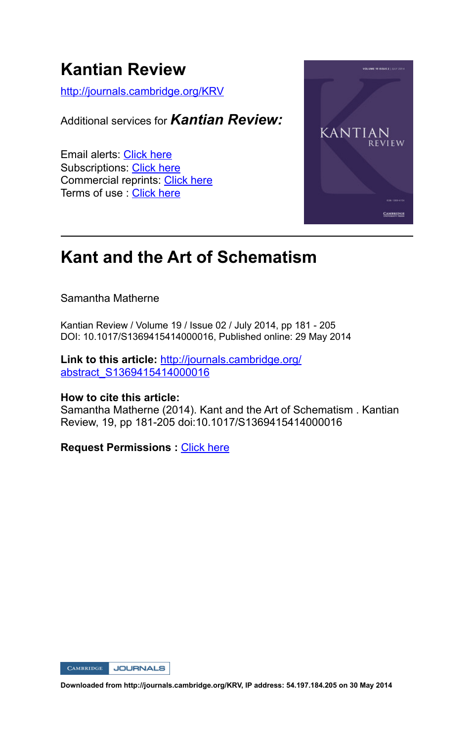# Kantian Review

http://journals.cambridge.org/KRV

Additional services for ***Kantian Review:***

Email alerts: Click here
Subscriptions: Click here
Commercial reprints: Click here
Terms of use : Click here

---

## Kant and the Art of Schematism

Samantha Matherne

Kantian Review / Volume 19 / Issue 02 / July 2014, pp 181 - 205
DOI: 10.1017/S1369415414000016, Published online: 29 May 2014

**Link to this article:** http://journals.cambridge.org/abstract_S1369415414000016

**How to cite this article:**
Samantha Matherne (2014). Kant and the Art of Schematism . Kantian Review, 19, pp 181-205 doi:10.1017/S1369415414000016

**Request Permissions :** Click here

**Downloaded from http://journals.cambridge.org/KRV, IP address: 54.197.184.205 on 30 May 2014**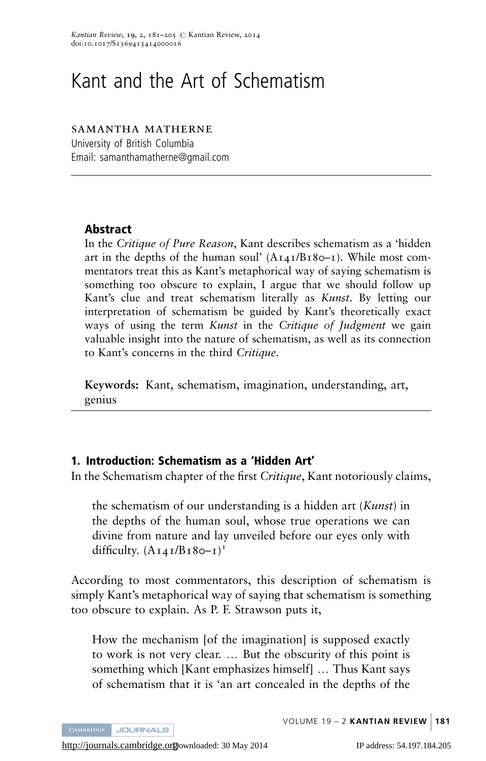# Kant and the Art of Schematism

SAMANTHA MATHERNE
University of British Columbia
Email: samanthamatherne@gmail.com

## Abstract

In the *Critique of Pure Reason*, Kant describes schematism as a 'hidden art in the depths of the human soul' (A141/B180–1). While most commentators treat this as Kant's metaphorical way of saying schematism is something too obscure to explain, I argue that we should follow up Kant's clue and treat schematism literally as *Kunst*. By letting our interpretation of schematism be guided by Kant's theoretically exact ways of using the term *Kunst* in the *Critique of Judgment* we gain valuable insight into the nature of schematism, as well as its connection to Kant's concerns in the third *Critique*.

**Keywords:** Kant, schematism, imagination, understanding, art, genius

## 1. Introduction: Schematism as a 'Hidden Art'

In the Schematism chapter of the first *Critique*, Kant notoriously claims,

> the schematism of our understanding is a hidden art (*Kunst*) in the depths of the human soul, whose true operations we can divine from nature and lay unveiled before our eyes only with difficulty. (A141/B180–1)[1]

According to most commentators, this description of schematism is simply Kant's metaphorical way of saying that schematism is something too obscure to explain. As P. F. Strawson puts it,

> How the mechanism [of the imagination] is supposed exactly to work is not very clear. … But the obscurity of this point is something which [Kant emphasizes himself] … Thus Kant says of schematism that it is 'an art concealed in the depths of the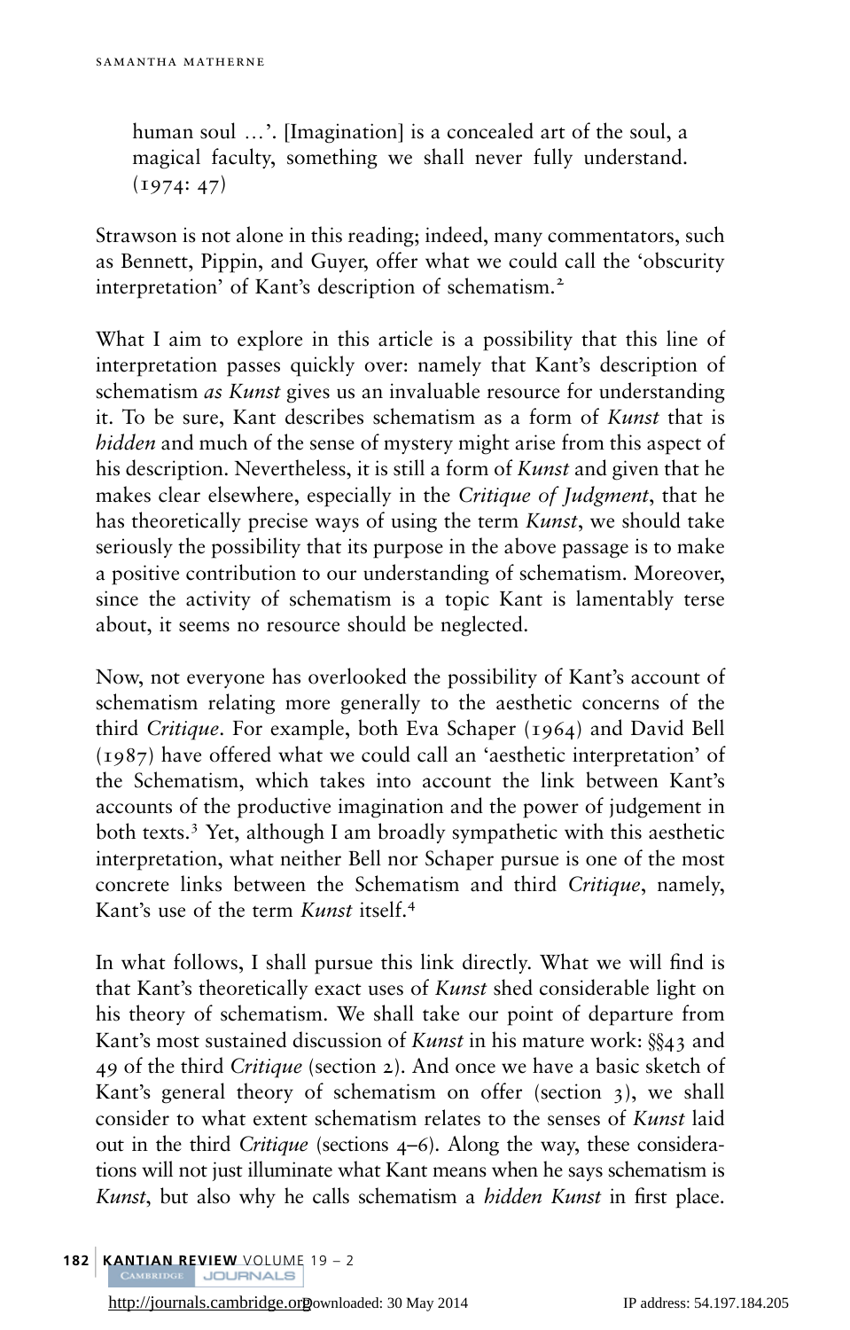> human soul …'. [Imagination] is a concealed art of the soul, a magical faculty, something we shall never fully understand. (1974: 47)

Strawson is not alone in this reading; indeed, many commentators, such as Bennett, Pippin, and Guyer, offer what we could call the 'obscurity interpretation' of Kant's description of schematism.[2]

What I aim to explore in this article is a possibility that this line of interpretation passes quickly over: namely that Kant's description of schematism *as Kunst* gives us an invaluable resource for understanding it. To be sure, Kant describes schematism as a form of *Kunst* that is *hidden* and much of the sense of mystery might arise from this aspect of his description. Nevertheless, it is still a form of *Kunst* and given that he makes clear elsewhere, especially in the *Critique of Judgment*, that he has theoretically precise ways of using the term *Kunst*, we should take seriously the possibility that its purpose in the above passage is to make a positive contribution to our understanding of schematism. Moreover, since the activity of schematism is a topic Kant is lamentably terse about, it seems no resource should be neglected.

Now, not everyone has overlooked the possibility of Kant's account of schematism relating more generally to the aesthetic concerns of the third *Critique*. For example, both Eva Schaper (1964) and David Bell (1987) have offered what we could call an 'aesthetic interpretation' of the Schematism, which takes into account the link between Kant's accounts of the productive imagination and the power of judgement in both texts.[3] Yet, although I am broadly sympathetic with this aesthetic interpretation, what neither Bell nor Schaper pursue is one of the most concrete links between the Schematism and third *Critique*, namely, Kant's use of the term *Kunst* itself.[4]

In what follows, I shall pursue this link directly. What we will find is that Kant's theoretically exact uses of *Kunst* shed considerable light on his theory of schematism. We shall take our point of departure from Kant's most sustained discussion of *Kunst* in his mature work: §§43 and 49 of the third *Critique* (section 2). And once we have a basic sketch of Kant's general theory of schematism on offer (section 3), we shall consider to what extent schematism relates to the senses of *Kunst* laid out in the third *Critique* (sections 4–6). Along the way, these considerations will not just illuminate what Kant means when he says schematism is *Kunst*, but also why he calls schematism a *hidden Kunst* in first place.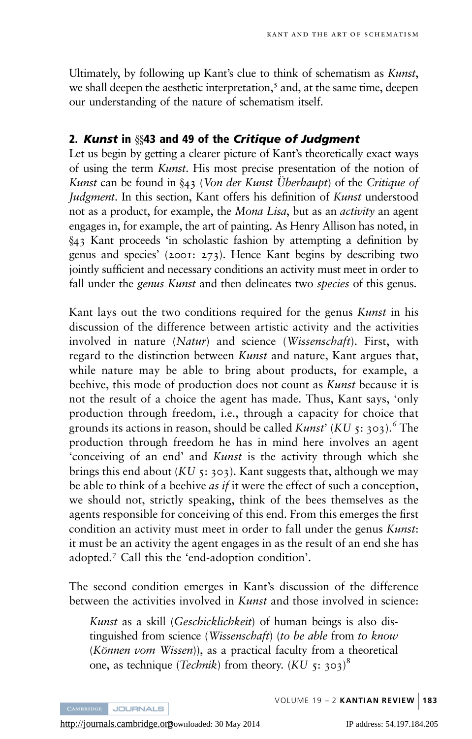Ultimately, by following up Kant's clue to think of schematism as *Kunst*, we shall deepen the aesthetic interpretation,[5] and, at the same time, deepen our understanding of the nature of schematism itself.

## 2. *Kunst* in §§43 and 49 of the *Critique of Judgment*

Let us begin by getting a clearer picture of Kant's theoretically exact ways of using the term *Kunst*. His most precise presentation of the notion of *Kunst* can be found in §43 (*Von der Kunst Überhaupt*) of the *Critique of Judgment*. In this section, Kant offers his definition of *Kunst* understood not as a product, for example, the *Mona Lisa*, but as an *activity* an agent engages in, for example, the art of painting. As Henry Allison has noted, in §43 Kant proceeds 'in scholastic fashion by attempting a definition by genus and species' (2001: 273). Hence Kant begins by describing two jointly sufficient and necessary conditions an activity must meet in order to fall under the *genus Kunst* and then delineates two *species* of this genus.

Kant lays out the two conditions required for the genus *Kunst* in his discussion of the difference between artistic activity and the activities involved in nature (*Natur*) and science (*Wissenschaft*). First, with regard to the distinction between *Kunst* and nature, Kant argues that, while nature may be able to bring about products, for example, a beehive, this mode of production does not count as *Kunst* because it is not the result of a choice the agent has made. Thus, Kant says, 'only production through freedom, i.e., through a capacity for choice that grounds its actions in reason, should be called *Kunst*' (*KU* 5: 303).[6] The production through freedom he has in mind here involves an agent 'conceiving of an end' and *Kunst* is the activity through which she brings this end about (*KU* 5: 303). Kant suggests that, although we may be able to think of a beehive *as if* it were the effect of such a conception, we should not, strictly speaking, think of the bees themselves as the agents responsible for conceiving of this end. From this emerges the first condition an activity must meet in order to fall under the genus *Kunst*: it must be an activity the agent engages in as the result of an end she has adopted.[7] Call this the 'end-adoption condition'.

The second condition emerges in Kant's discussion of the difference between the activities involved in *Kunst* and those involved in science:

> *Kunst* as a skill (*Geschicklichkeit*) of human beings is also distinguished from science (*Wissenschaft*) (*to be able* from *to know* (*Können vom Wissen*)), as a practical faculty from a theoretical one, as technique (*Technik*) from theory. (*KU* 5: 303)[8]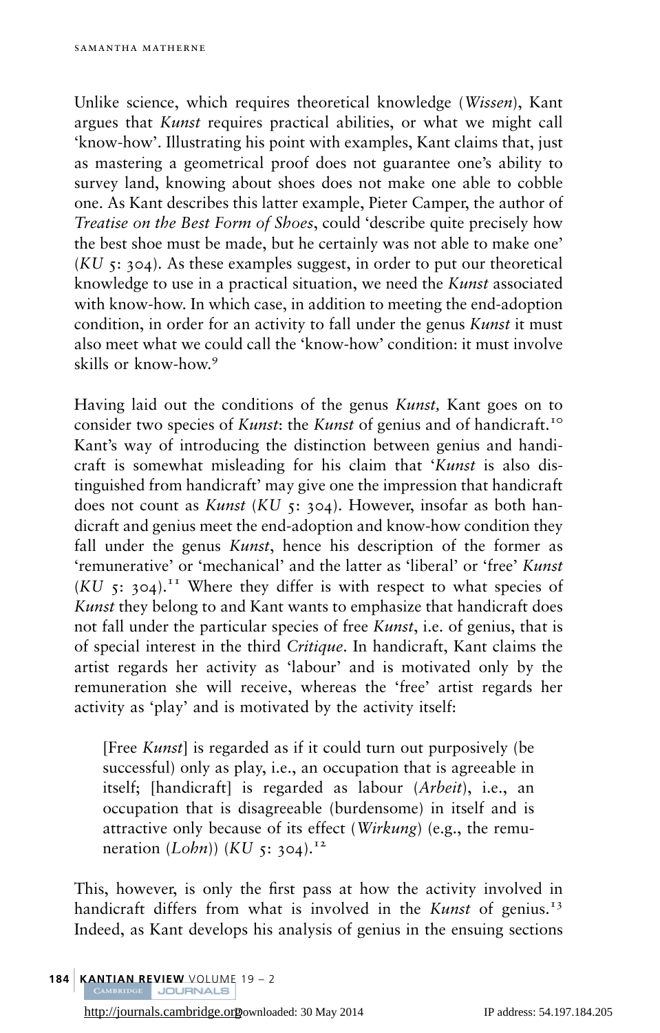Unlike science, which requires theoretical knowledge (*Wissen*), Kant argues that *Kunst* requires practical abilities, or what we might call 'know-how'. Illustrating his point with examples, Kant claims that, just as mastering a geometrical proof does not guarantee one's ability to survey land, knowing about shoes does not make one able to cobble one. As Kant describes this latter example, Pieter Camper, the author of *Treatise on the Best Form of Shoes*, could 'describe quite precisely how the best shoe must be made, but he certainly was not able to make one' (*KU* 5: 304). As these examples suggest, in order to put our theoretical knowledge to use in a practical situation, we need the *Kunst* associated with know-how. In which case, in addition to meeting the end-adoption condition, in order for an activity to fall under the genus *Kunst* it must also meet what we could call the 'know-how' condition: it must involve skills or know-how.[9]

Having laid out the conditions of the genus *Kunst,* Kant goes on to consider two species of *Kunst*: the *Kunst* of genius and of handicraft.[10] Kant's way of introducing the distinction between genius and handicraft is somewhat misleading for his claim that '*Kunst* is also distinguished from handicraft' may give one the impression that handicraft does not count as *Kunst* (*KU* 5: 304). However, insofar as both handicraft and genius meet the end-adoption and know-how condition they fall under the genus *Kunst*, hence his description of the former as 'remunerative' or 'mechanical' and the latter as 'liberal' or 'free' *Kunst* (*KU* 5: 304).[11] Where they differ is with respect to what species of *Kunst* they belong to and Kant wants to emphasize that handicraft does not fall under the particular species of free *Kunst*, i.e. of genius, that is of special interest in the third *Critique*. In handicraft, Kant claims the artist regards her activity as 'labour' and is motivated only by the remuneration she will receive, whereas the 'free' artist regards her activity as 'play' and is motivated by the activity itself:

> [Free *Kunst*] is regarded as if it could turn out purposively (be successful) only as play, i.e., an occupation that is agreeable in itself; [handicraft] is regarded as labour (*Arbeit*), i.e., an occupation that is disagreeable (burdensome) in itself and is attractive only because of its effect (*Wirkung*) (e.g., the remuneration (*Lohn*)) (*KU* 5: 304).[12]

This, however, is only the first pass at how the activity involved in handicraft differs from what is involved in the *Kunst* of genius.[13] Indeed, as Kant develops his analysis of genius in the ensuing sections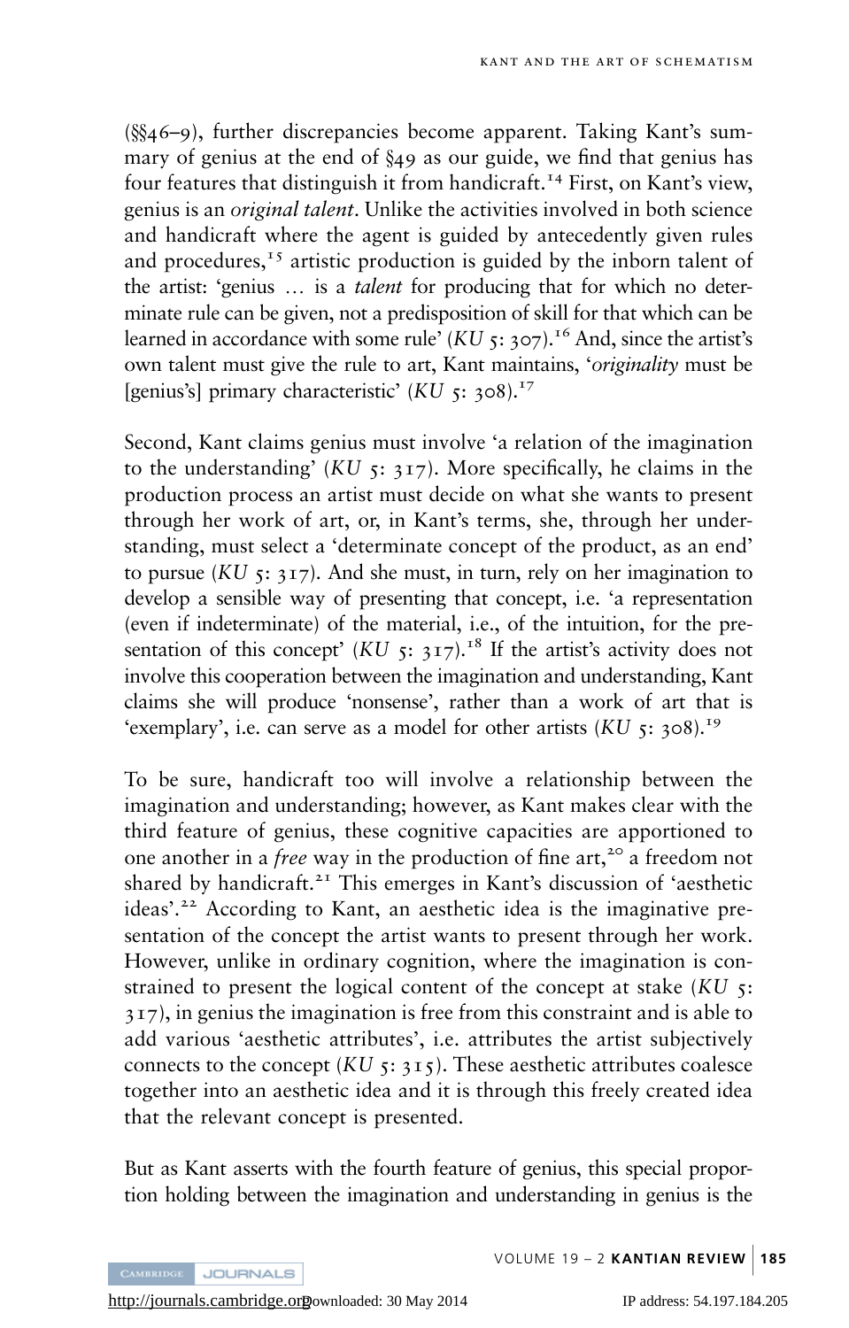(§§46–9), further discrepancies become apparent. Taking Kant's summary of genius at the end of §49 as our guide, we find that genius has four features that distinguish it from handicraft.[14] First, on Kant's view, genius is an *original talent*. Unlike the activities involved in both science and handicraft where the agent is guided by antecedently given rules and procedures,[15] artistic production is guided by the inborn talent of the artist: 'genius … is a *talent* for producing that for which no determinate rule can be given, not a predisposition of skill for that which can be learned in accordance with some rule' (*KU* 5: 307).[16] And, since the artist's own talent must give the rule to art, Kant maintains, '*originality* must be [genius's] primary characteristic' (*KU* 5: 308).[17]

Second, Kant claims genius must involve 'a relation of the imagination to the understanding' (*KU* 5: 317). More specifically, he claims in the production process an artist must decide on what she wants to present through her work of art, or, in Kant's terms, she, through her understanding, must select a 'determinate concept of the product, as an end' to pursue (*KU* 5: 317). And she must, in turn, rely on her imagination to develop a sensible way of presenting that concept, i.e. 'a representation (even if indeterminate) of the material, i.e., of the intuition, for the presentation of this concept' (*KU* 5: 317).[18] If the artist's activity does not involve this cooperation between the imagination and understanding, Kant claims she will produce 'nonsense', rather than a work of art that is 'exemplary', i.e. can serve as a model for other artists (*KU* 5: 308).[19]

To be sure, handicraft too will involve a relationship between the imagination and understanding; however, as Kant makes clear with the third feature of genius, these cognitive capacities are apportioned to one another in a *free* way in the production of fine art,[20] a freedom not shared by handicraft.[21] This emerges in Kant's discussion of 'aesthetic ideas'.[22] According to Kant, an aesthetic idea is the imaginative presentation of the concept the artist wants to present through her work. However, unlike in ordinary cognition, where the imagination is constrained to present the logical content of the concept at stake (*KU* 5: 317), in genius the imagination is free from this constraint and is able to add various 'aesthetic attributes', i.e. attributes the artist subjectively connects to the concept (*KU* 5: 315). These aesthetic attributes coalesce together into an aesthetic idea and it is through this freely created idea that the relevant concept is presented.

But as Kant asserts with the fourth feature of genius, this special proportion holding between the imagination and understanding in genius is the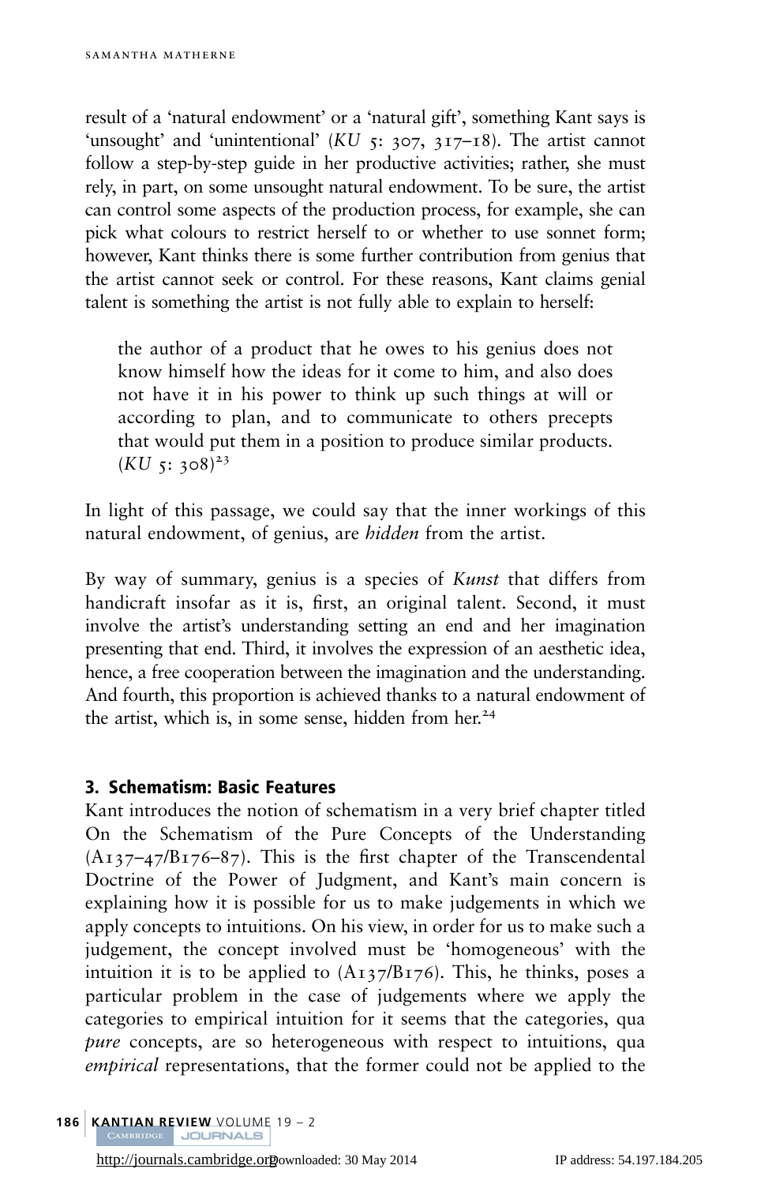result of a 'natural endowment' or a 'natural gift', something Kant says is 'unsought' and 'unintentional' (*KU* 5: 307, 317–18). The artist cannot follow a step-by-step guide in her productive activities; rather, she must rely, in part, on some unsought natural endowment. To be sure, the artist can control some aspects of the production process, for example, she can pick what colours to restrict herself to or whether to use sonnet form; however, Kant thinks there is some further contribution from genius that the artist cannot seek or control. For these reasons, Kant claims genial talent is something the artist is not fully able to explain to herself:

> the author of a product that he owes to his genius does not know himself how the ideas for it come to him, and also does not have it in his power to think up such things at will or according to plan, and to communicate to others precepts that would put them in a position to produce similar products. (*KU* 5: 308)[23]

In light of this passage, we could say that the inner workings of this natural endowment, of genius, are *hidden* from the artist.

By way of summary, genius is a species of *Kunst* that differs from handicraft insofar as it is, first, an original talent. Second, it must involve the artist's understanding setting an end and her imagination presenting that end. Third, it involves the expression of an aesthetic idea, hence, a free cooperation between the imagination and the understanding. And fourth, this proportion is achieved thanks to a natural endowment of the artist, which is, in some sense, hidden from her.[24]

## 3. Schematism: Basic Features

Kant introduces the notion of schematism in a very brief chapter titled On the Schematism of the Pure Concepts of the Understanding (A137–47/B176–87). This is the first chapter of the Transcendental Doctrine of the Power of Judgment, and Kant's main concern is explaining how it is possible for us to make judgements in which we apply concepts to intuitions. On his view, in order for us to make such a judgement, the concept involved must be 'homogeneous' with the intuition it is to be applied to (A137/B176). This, he thinks, poses a particular problem in the case of judgements where we apply the categories to empirical intuition for it seems that the categories, qua *pure* concepts, are so heterogeneous with respect to intuitions, qua *empirical* representations, that the former could not be applied to the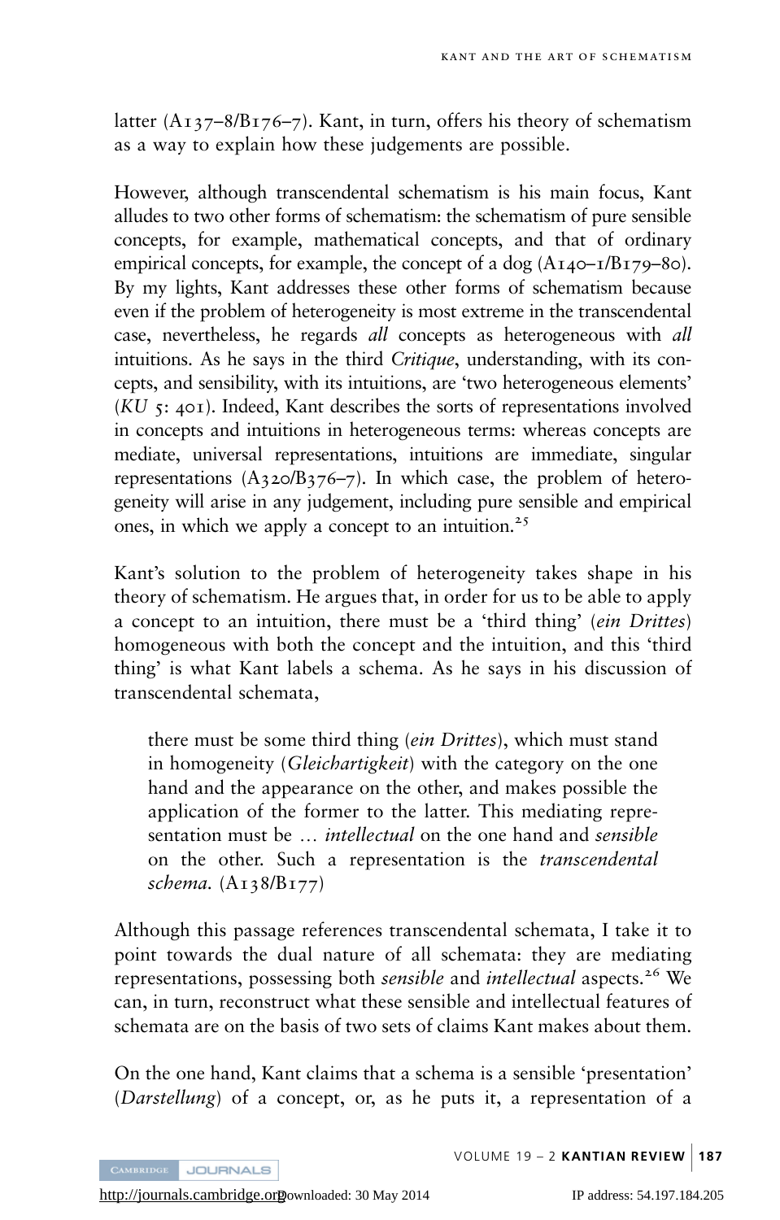latter (A137–8/B176–7). Kant, in turn, offers his theory of schematism as a way to explain how these judgements are possible.

However, although transcendental schematism is his main focus, Kant alludes to two other forms of schematism: the schematism of pure sensible concepts, for example, mathematical concepts, and that of ordinary empirical concepts, for example, the concept of a dog (A140–1/B179–80). By my lights, Kant addresses these other forms of schematism because even if the problem of heterogeneity is most extreme in the transcendental case, nevertheless, he regards *all* concepts as heterogeneous with *all* intuitions. As he says in the third *Critique*, understanding, with its concepts, and sensibility, with its intuitions, are 'two heterogeneous elements' (*KU* 5: 401). Indeed, Kant describes the sorts of representations involved in concepts and intuitions in heterogeneous terms: whereas concepts are mediate, universal representations, intuitions are immediate, singular representations (A320/B376–7). In which case, the problem of heterogeneity will arise in any judgement, including pure sensible and empirical ones, in which we apply a concept to an intuition.[25]

Kant's solution to the problem of heterogeneity takes shape in his theory of schematism. He argues that, in order for us to be able to apply a concept to an intuition, there must be a 'third thing' (*ein Drittes*) homogeneous with both the concept and the intuition, and this 'third thing' is what Kant labels a schema. As he says in his discussion of transcendental schemata,

> there must be some third thing (*ein Drittes*), which must stand in homogeneity (*Gleichartigkeit*) with the category on the one hand and the appearance on the other, and makes possible the application of the former to the latter. This mediating representation must be … *intellectual* on the one hand and *sensible* on the other. Such a representation is the *transcendental schema.* (A138/B177)

Although this passage references transcendental schemata, I take it to point towards the dual nature of all schemata: they are mediating representations, possessing both *sensible* and *intellectual* aspects.[26] We can, in turn, reconstruct what these sensible and intellectual features of schemata are on the basis of two sets of claims Kant makes about them.

On the one hand, Kant claims that a schema is a sensible 'presentation' (*Darstellung*) of a concept, or, as he puts it, a representation of a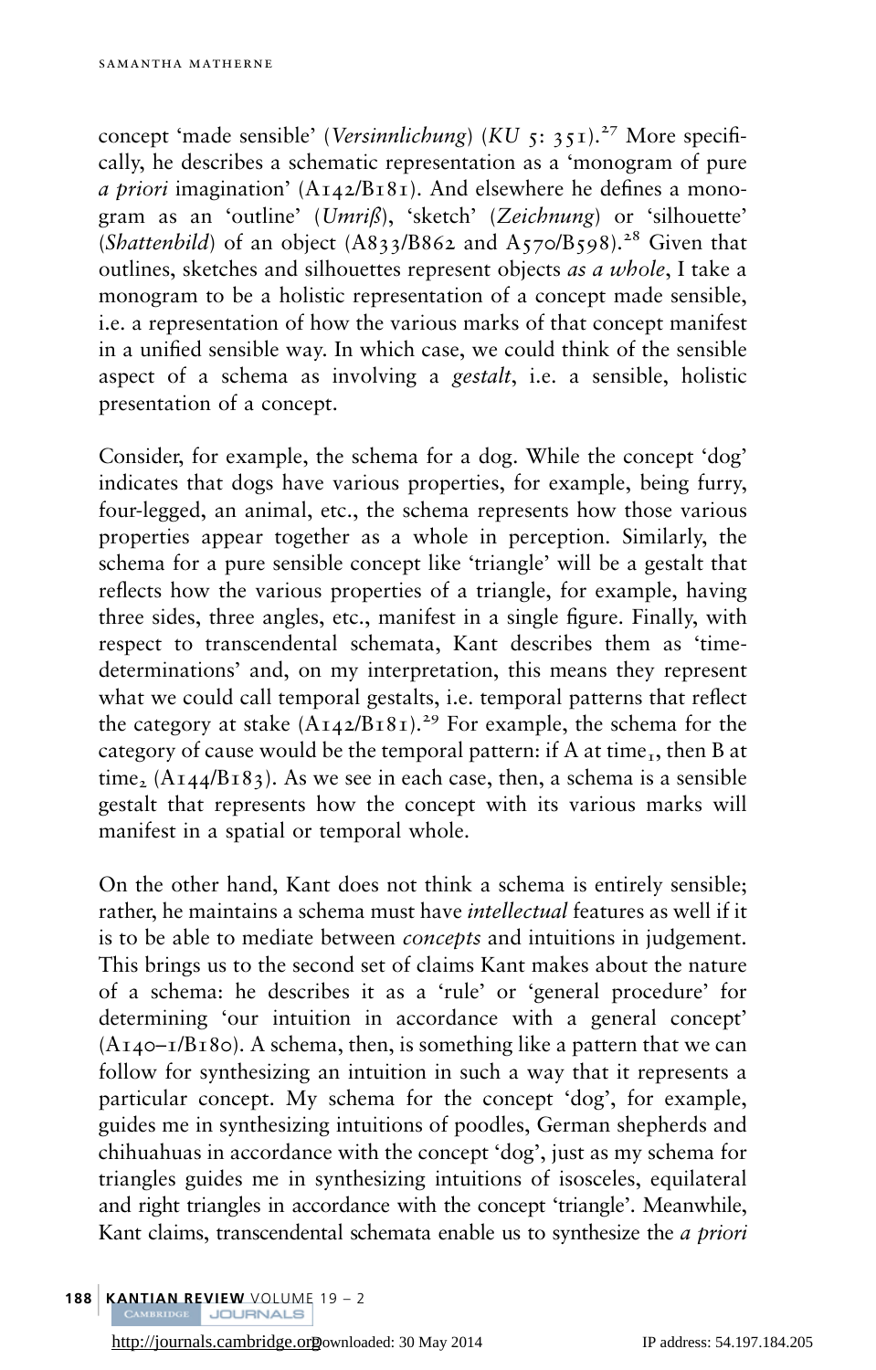concept 'made sensible' (*Versinnlichung*) (*KU* 5: 351).[27] More specifically, he describes a schematic representation as a 'monogram of pure *a priori* imagination' (A142/B181). And elsewhere he defines a monogram as an 'outline' (*Umriß*), 'sketch' (*Zeichnung*) or 'silhouette' (*Shattenbild*) of an object (A833/B862 and A570/B598).[28] Given that outlines, sketches and silhouettes represent objects *as a whole*, I take a monogram to be a holistic representation of a concept made sensible, i.e. a representation of how the various marks of that concept manifest in a unified sensible way. In which case, we could think of the sensible aspect of a schema as involving a *gestalt*, i.e. a sensible, holistic presentation of a concept.

Consider, for example, the schema for a dog. While the concept 'dog' indicates that dogs have various properties, for example, being furry, four-legged, an animal, etc., the schema represents how those various properties appear together as a whole in perception. Similarly, the schema for a pure sensible concept like 'triangle' will be a gestalt that reflects how the various properties of a triangle, for example, having three sides, three angles, etc., manifest in a single figure. Finally, with respect to transcendental schemata, Kant describes them as 'time-determinations' and, on my interpretation, this means they represent what we could call temporal gestalts, i.e. temporal patterns that reflect the category at stake (A142/B181).[29] For example, the schema for the category of cause would be the temporal pattern: if A at $time_1$, then B at $time_2$ (A144/B183). As we see in each case, then, a schema is a sensible gestalt that represents how the concept with its various marks will manifest in a spatial or temporal whole.

On the other hand, Kant does not think a schema is entirely sensible; rather, he maintains a schema must have *intellectual* features as well if it is to be able to mediate between *concepts* and intuitions in judgement. This brings us to the second set of claims Kant makes about the nature of a schema: he describes it as a 'rule' or 'general procedure' for determining 'our intuition in accordance with a general concept' (A140–1/B180). A schema, then, is something like a pattern that we can follow for synthesizing an intuition in such a way that it represents a particular concept. My schema for the concept 'dog', for example, guides me in synthesizing intuitions of poodles, German shepherds and chihuahuas in accordance with the concept 'dog', just as my schema for triangles guides me in synthesizing intuitions of isosceles, equilateral and right triangles in accordance with the concept 'triangle'. Meanwhile, Kant claims, transcendental schemata enable us to synthesize the *a priori*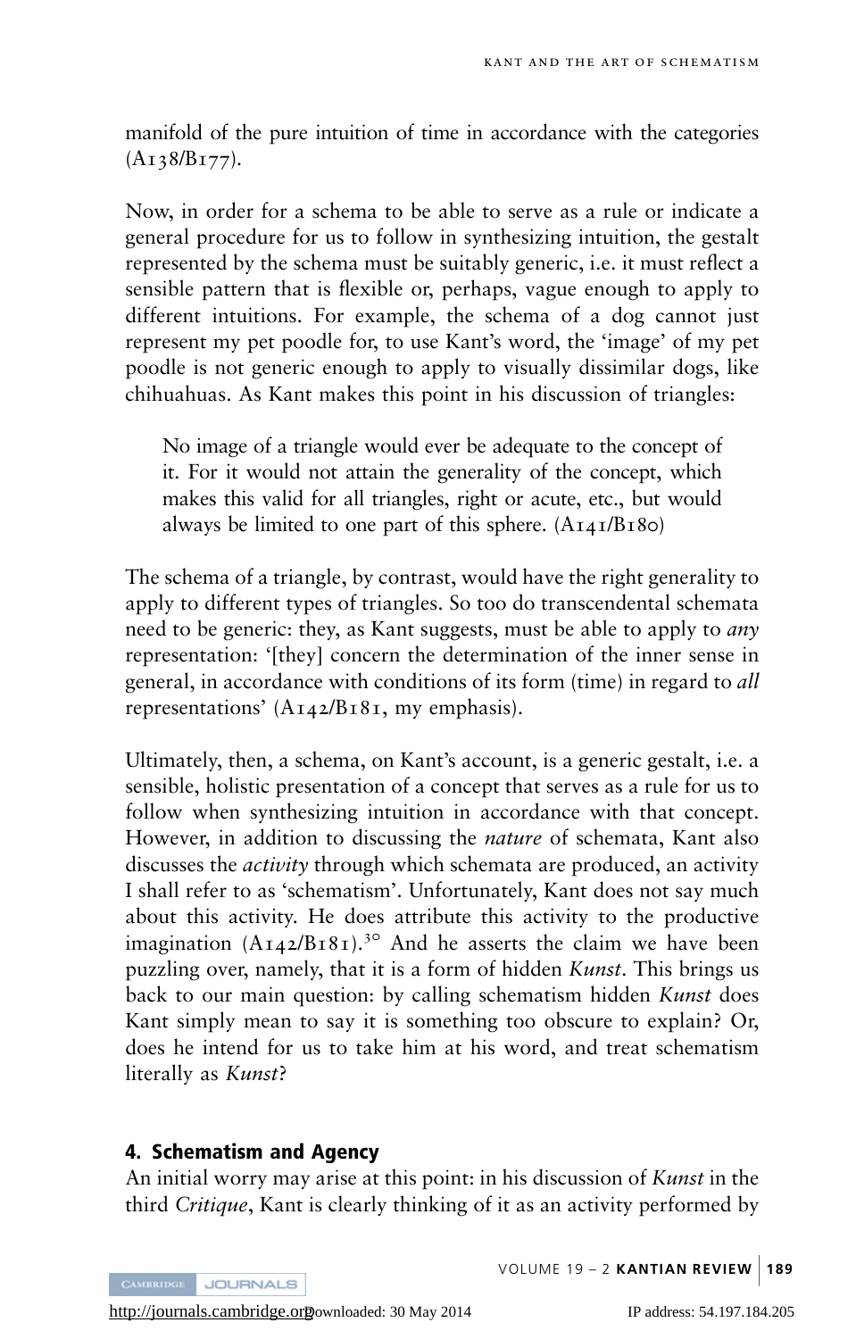manifold of the pure intuition of time in accordance with the categories (A138/B177).

Now, in order for a schema to be able to serve as a rule or indicate a general procedure for us to follow in synthesizing intuition, the gestalt represented by the schema must be suitably generic, i.e. it must reflect a sensible pattern that is flexible or, perhaps, vague enough to apply to different intuitions. For example, the schema of a dog cannot just represent my pet poodle for, to use Kant's word, the 'image' of my pet poodle is not generic enough to apply to visually dissimilar dogs, like chihuahuas. As Kant makes this point in his discussion of triangles:

> No image of a triangle would ever be adequate to the concept of it. For it would not attain the generality of the concept, which makes this valid for all triangles, right or acute, etc., but would always be limited to one part of this sphere. (A141/B180)

The schema of a triangle, by contrast, would have the right generality to apply to different types of triangles. So too do transcendental schemata need to be generic: they, as Kant suggests, must be able to apply to *any* representation: '[they] concern the determination of the inner sense in general, in accordance with conditions of its form (time) in regard to *all* representations' (A142/B181, my emphasis).

Ultimately, then, a schema, on Kant's account, is a generic gestalt, i.e. a sensible, holistic presentation of a concept that serves as a rule for us to follow when synthesizing intuition in accordance with that concept. However, in addition to discussing the *nature* of schemata, Kant also discusses the *activity* through which schemata are produced, an activity I shall refer to as 'schematism'. Unfortunately, Kant does not say much about this activity. He does attribute this activity to the productive imagination (A142/B181).[30] And he asserts the claim we have been puzzling over, namely, that it is a form of hidden *Kunst*. This brings us back to our main question: by calling schematism hidden *Kunst* does Kant simply mean to say it is something too obscure to explain? Or, does he intend for us to take him at his word, and treat schematism literally as *Kunst*?

## 4. Schematism and Agency

An initial worry may arise at this point: in his discussion of *Kunst* in the third *Critique*, Kant is clearly thinking of it as an activity performed by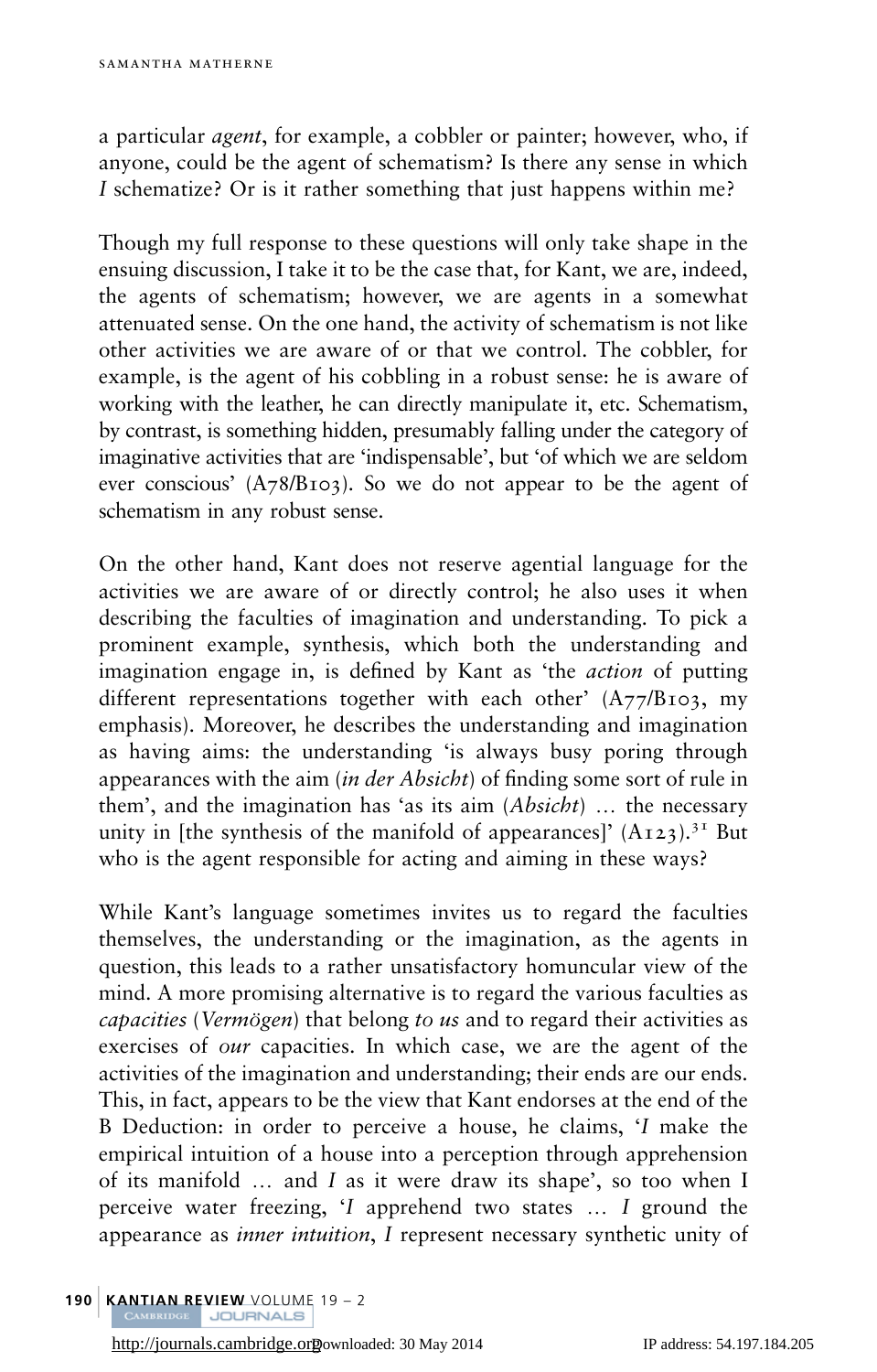a particular *agent*, for example, a cobbler or painter; however, who, if anyone, could be the agent of schematism? Is there any sense in which *I* schematize? Or is it rather something that just happens within me?

Though my full response to these questions will only take shape in the ensuing discussion, I take it to be the case that, for Kant, we are, indeed, the agents of schematism; however, we are agents in a somewhat attenuated sense. On the one hand, the activity of schematism is not like other activities we are aware of or that we control. The cobbler, for example, is the agent of his cobbling in a robust sense: he is aware of working with the leather, he can directly manipulate it, etc. Schematism, by contrast, is something hidden, presumably falling under the category of imaginative activities that are 'indispensable', but 'of which we are seldom ever conscious' (A78/B103). So we do not appear to be the agent of schematism in any robust sense.

On the other hand, Kant does not reserve agential language for the activities we are aware of or directly control; he also uses it when describing the faculties of imagination and understanding. To pick a prominent example, synthesis, which both the understanding and imagination engage in, is defined by Kant as 'the *action* of putting different representations together with each other' (A77/B103, my emphasis). Moreover, he describes the understanding and imagination as having aims: the understanding 'is always busy poring through appearances with the aim (*in der Absicht*) of finding some sort of rule in them', and the imagination has 'as its aim (*Absicht*) … the necessary unity in [the synthesis of the manifold of appearances]' (A123).[31] But who is the agent responsible for acting and aiming in these ways?

While Kant's language sometimes invites us to regard the faculties themselves, the understanding or the imagination, as the agents in question, this leads to a rather unsatisfactory homuncular view of the mind. A more promising alternative is to regard the various faculties as *capacities* (*Vermögen*) that belong *to us* and to regard their activities as exercises of *our* capacities. In which case, we are the agent of the activities of the imagination and understanding; their ends are our ends. This, in fact, appears to be the view that Kant endorses at the end of the B Deduction: in order to perceive a house, he claims, '*I* make the empirical intuition of a house into a perception through apprehension of its manifold … and *I* as it were draw its shape', so too when I perceive water freezing, '*I* apprehend two states … *I* ground the appearance as *inner intuition*, *I* represent necessary synthetic unity of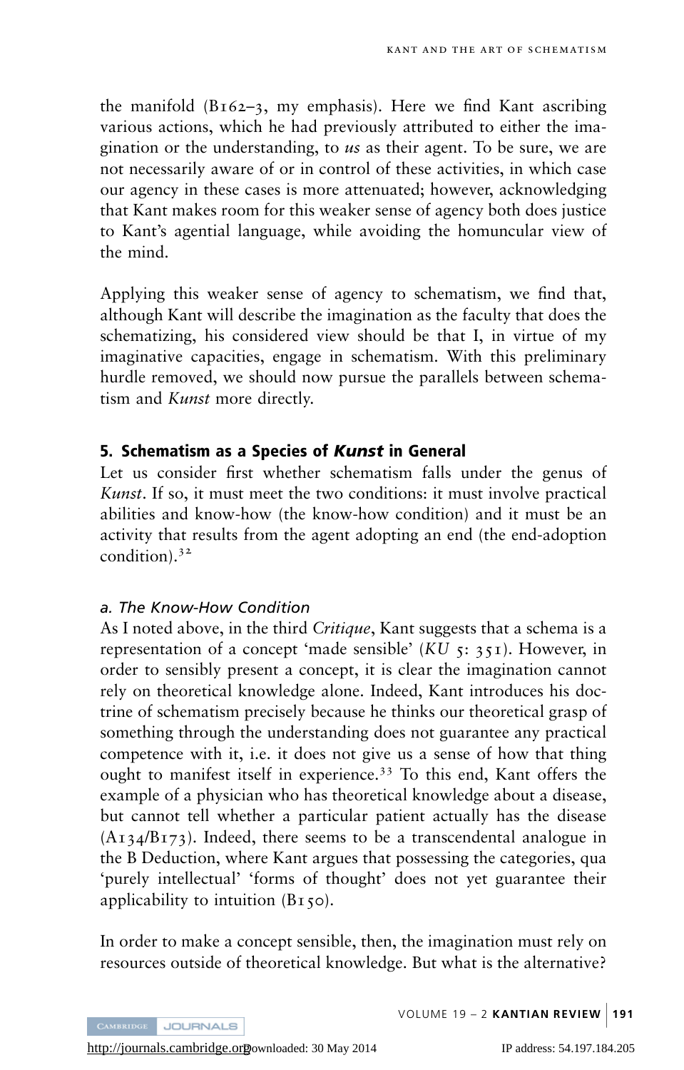the manifold (B162–3, my emphasis). Here we find Kant ascribing various actions, which he had previously attributed to either the imagination or the understanding, to *us* as their agent. To be sure, we are not necessarily aware of or in control of these activities, in which case our agency in these cases is more attenuated; however, acknowledging that Kant makes room for this weaker sense of agency both does justice to Kant's agential language, while avoiding the homuncular view of the mind.

Applying this weaker sense of agency to schematism, we find that, although Kant will describe the imagination as the faculty that does the schematizing, his considered view should be that I, in virtue of my imaginative capacities, engage in schematism. With this preliminary hurdle removed, we should now pursue the parallels between schematism and *Kunst* more directly.

## 5. Schematism as a Species of *Kunst* in General

Let us consider first whether schematism falls under the genus of *Kunst*. If so, it must meet the two conditions: it must involve practical abilities and know-how (the know-how condition) and it must be an activity that results from the agent adopting an end (the end-adoption condition).[32]

### *a. The Know-How Condition*

As I noted above, in the third *Critique*, Kant suggests that a schema is a representation of a concept 'made sensible' (*KU* 5: 351). However, in order to sensibly present a concept, it is clear the imagination cannot rely on theoretical knowledge alone. Indeed, Kant introduces his doctrine of schematism precisely because he thinks our theoretical grasp of something through the understanding does not guarantee any practical competence with it, i.e. it does not give us a sense of how that thing ought to manifest itself in experience.[33] To this end, Kant offers the example of a physician who has theoretical knowledge about a disease, but cannot tell whether a particular patient actually has the disease (A134/B173). Indeed, there seems to be a transcendental analogue in the B Deduction, where Kant argues that possessing the categories, qua 'purely intellectual' 'forms of thought' does not yet guarantee their applicability to intuition (B150).

In order to make a concept sensible, then, the imagination must rely on resources outside of theoretical knowledge. But what is the alternative?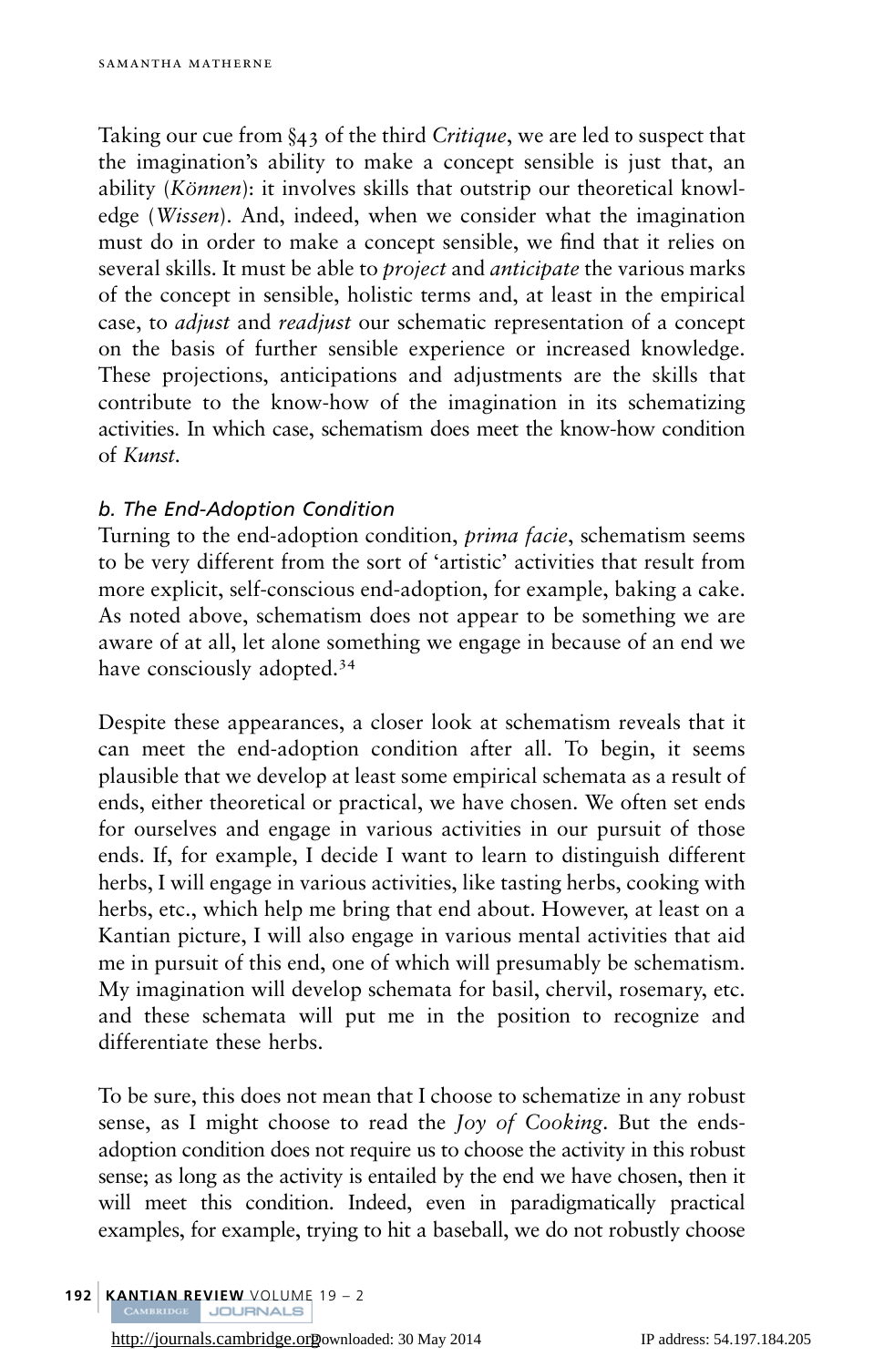Taking our cue from §43 of the third *Critique*, we are led to suspect that the imagination's ability to make a concept sensible is just that, an ability (*Können*): it involves skills that outstrip our theoretical knowledge (*Wissen*). And, indeed, when we consider what the imagination must do in order to make a concept sensible, we find that it relies on several skills. It must be able to *project* and *anticipate* the various marks of the concept in sensible, holistic terms and, at least in the empirical case, to *adjust* and *readjust* our schematic representation of a concept on the basis of further sensible experience or increased knowledge. These projections, anticipations and adjustments are the skills that contribute to the know-how of the imagination in its schematizing activities. In which case, schematism does meet the know-how condition of *Kunst*.

### *b. The End-Adoption Condition*

Turning to the end-adoption condition, *prima facie*, schematism seems to be very different from the sort of 'artistic' activities that result from more explicit, self-conscious end-adoption, for example, baking a cake. As noted above, schematism does not appear to be something we are aware of at all, let alone something we engage in because of an end we have consciously adopted.[34]

Despite these appearances, a closer look at schematism reveals that it can meet the end-adoption condition after all. To begin, it seems plausible that we develop at least some empirical schemata as a result of ends, either theoretical or practical, we have chosen. We often set ends for ourselves and engage in various activities in our pursuit of those ends. If, for example, I decide I want to learn to distinguish different herbs, I will engage in various activities, like tasting herbs, cooking with herbs, etc., which help me bring that end about. However, at least on a Kantian picture, I will also engage in various mental activities that aid me in pursuit of this end, one of which will presumably be schematism. My imagination will develop schemata for basil, chervil, rosemary, etc. and these schemata will put me in the position to recognize and differentiate these herbs.

To be sure, this does not mean that I choose to schematize in any robust sense, as I might choose to read the *Joy of Cooking*. But the ends-adoption condition does not require us to choose the activity in this robust sense; as long as the activity is entailed by the end we have chosen, then it will meet this condition. Indeed, even in paradigmatically practical examples, for example, trying to hit a baseball, we do not robustly choose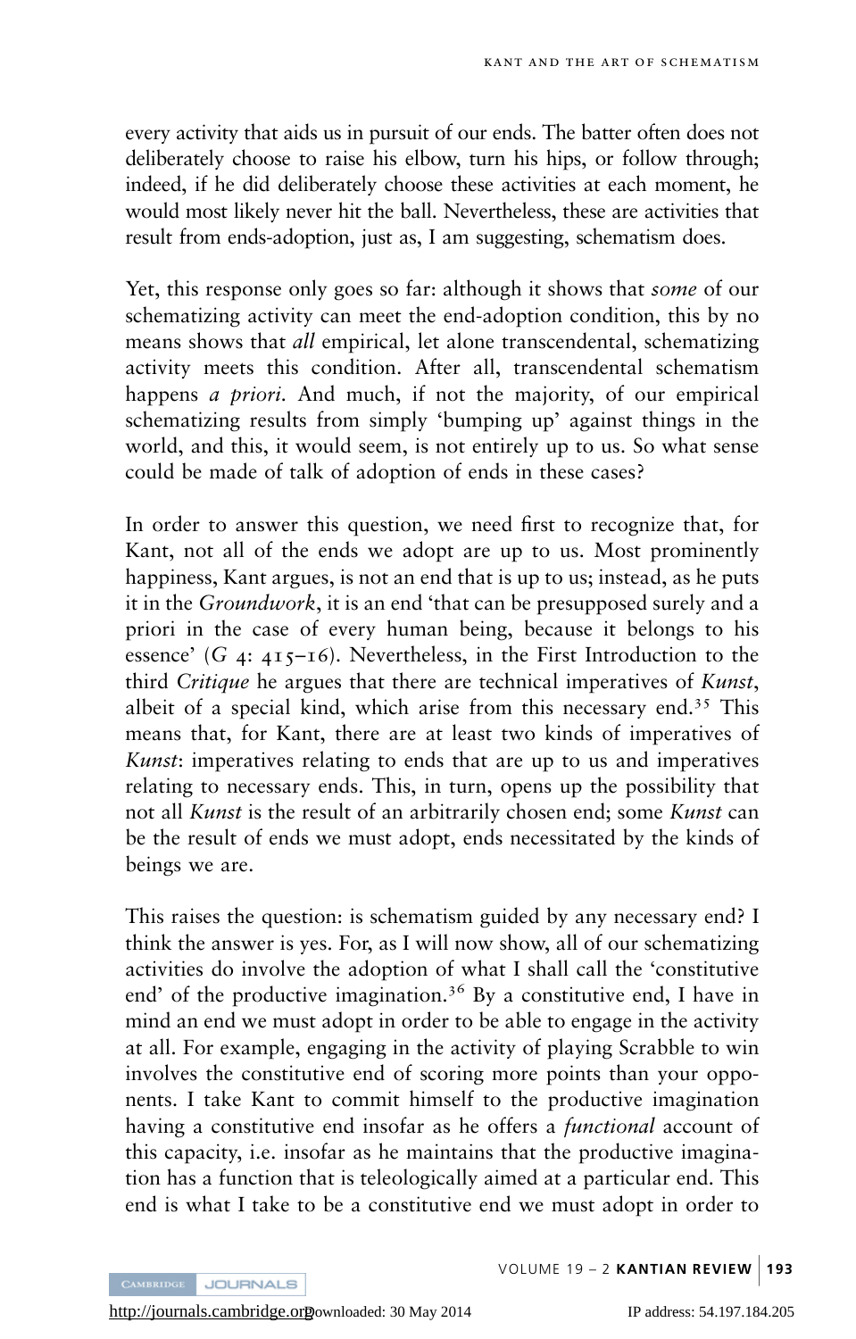every activity that aids us in pursuit of our ends. The batter often does not deliberately choose to raise his elbow, turn his hips, or follow through; indeed, if he did deliberately choose these activities at each moment, he would most likely never hit the ball. Nevertheless, these are activities that result from ends-adoption, just as, I am suggesting, schematism does.

Yet, this response only goes so far: although it shows that *some* of our schematizing activity can meet the end-adoption condition, this by no means shows that *all* empirical, let alone transcendental, schematizing activity meets this condition. After all, transcendental schematism happens *a priori*. And much, if not the majority, of our empirical schematizing results from simply 'bumping up' against things in the world, and this, it would seem, is not entirely up to us. So what sense could be made of talk of adoption of ends in these cases?

In order to answer this question, we need first to recognize that, for Kant, not all of the ends we adopt are up to us. Most prominently happiness, Kant argues, is not an end that is up to us; instead, as he puts it in the *Groundwork*, it is an end 'that can be presupposed surely and a priori in the case of every human being, because it belongs to his essence' (*G* 4: 415–16). Nevertheless, in the First Introduction to the third *Critique* he argues that there are technical imperatives of *Kunst*, albeit of a special kind, which arise from this necessary end.[35] This means that, for Kant, there are at least two kinds of imperatives of *Kunst*: imperatives relating to ends that are up to us and imperatives relating to necessary ends. This, in turn, opens up the possibility that not all *Kunst* is the result of an arbitrarily chosen end; some *Kunst* can be the result of ends we must adopt, ends necessitated by the kinds of beings we are.

This raises the question: is schematism guided by any necessary end? I think the answer is yes. For, as I will now show, all of our schematizing activities do involve the adoption of what I shall call the 'constitutive end' of the productive imagination.[36] By a constitutive end, I have in mind an end we must adopt in order to be able to engage in the activity at all. For example, engaging in the activity of playing Scrabble to win involves the constitutive end of scoring more points than your opponents. I take Kant to commit himself to the productive imagination having a constitutive end insofar as he offers a *functional* account of this capacity, i.e. insofar as he maintains that the productive imagination has a function that is teleologically aimed at a particular end. This end is what I take to be a constitutive end we must adopt in order to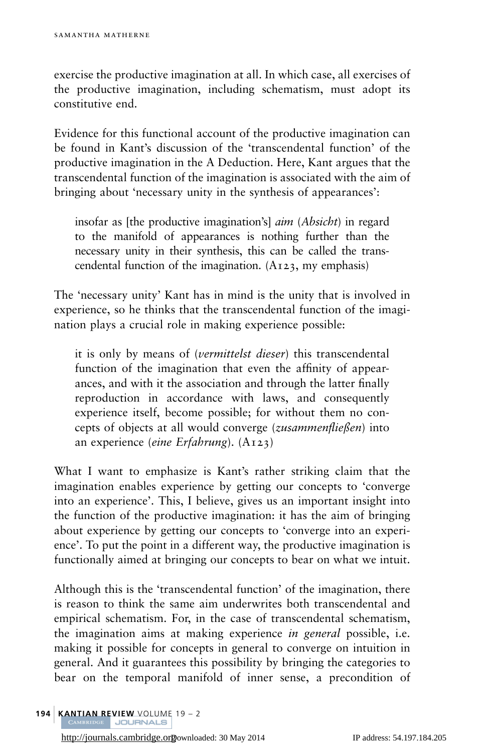exercise the productive imagination at all. In which case, all exercises of the productive imagination, including schematism, must adopt its constitutive end.

Evidence for this functional account of the productive imagination can be found in Kant's discussion of the 'transcendental function' of the productive imagination in the A Deduction. Here, Kant argues that the transcendental function of the imagination is associated with the aim of bringing about 'necessary unity in the synthesis of appearances':

> insofar as [the productive imagination's] *aim* (*Absicht*) in regard to the manifold of appearances is nothing further than the necessary unity in their synthesis, this can be called the transcendental function of the imagination. (A123, my emphasis)

The 'necessary unity' Kant has in mind is the unity that is involved in experience, so he thinks that the transcendental function of the imagination plays a crucial role in making experience possible:

> it is only by means of (*vermittelst dieser*) this transcendental function of the imagination that even the affinity of appearances, and with it the association and through the latter finally reproduction in accordance with laws, and consequently experience itself, become possible; for without them no concepts of objects at all would converge (*zusammenfließen*) into an experience (*eine Erfahrung*). (A123)

What I want to emphasize is Kant's rather striking claim that the imagination enables experience by getting our concepts to 'converge into an experience'. This, I believe, gives us an important insight into the function of the productive imagination: it has the aim of bringing about experience by getting our concepts to 'converge into an experience'. To put the point in a different way, the productive imagination is functionally aimed at bringing our concepts to bear on what we intuit.

Although this is the 'transcendental function' of the imagination, there is reason to think the same aim underwrites both transcendental and empirical schematism. For, in the case of transcendental schematism, the imagination aims at making experience *in general* possible, i.e. making it possible for concepts in general to converge on intuition in general. And it guarantees this possibility by bringing the categories to bear on the temporal manifold of inner sense, a precondition of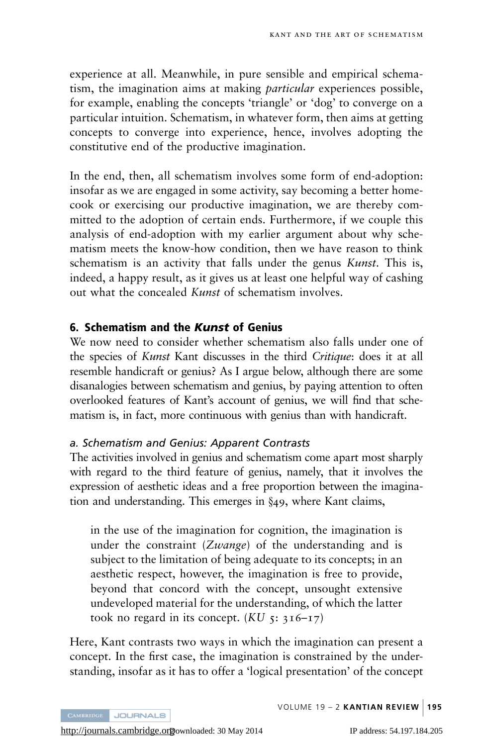experience at all. Meanwhile, in pure sensible and empirical schematism, the imagination aims at making *particular* experiences possible, for example, enabling the concepts 'triangle' or 'dog' to converge on a particular intuition. Schematism, in whatever form, then aims at getting concepts to converge into experience, hence, involves adopting the constitutive end of the productive imagination.

In the end, then, all schematism involves some form of end-adoption: insofar as we are engaged in some activity, say becoming a better home-cook or exercising our productive imagination, we are thereby committed to the adoption of certain ends. Furthermore, if we couple this analysis of end-adoption with my earlier argument about why schematism meets the know-how condition, then we have reason to think schematism is an activity that falls under the genus *Kunst*. This is, indeed, a happy result, as it gives us at least one helpful way of cashing out what the concealed *Kunst* of schematism involves.

## 6. Schematism and the *Kunst* of Genius

We now need to consider whether schematism also falls under one of the species of *Kunst* Kant discusses in the third *Critique*: does it at all resemble handicraft or genius? As I argue below, although there are some disanalogies between schematism and genius, by paying attention to often overlooked features of Kant's account of genius, we will find that schematism is, in fact, more continuous with genius than with handicraft.

### *a. Schematism and Genius: Apparent Contrasts*

The activities involved in genius and schematism come apart most sharply with regard to the third feature of genius, namely, that it involves the expression of aesthetic ideas and a free proportion between the imagination and understanding. This emerges in §49, where Kant claims,

> in the use of the imagination for cognition, the imagination is under the constraint (*Zwange*) of the understanding and is subject to the limitation of being adequate to its concepts; in an aesthetic respect, however, the imagination is free to provide, beyond that concord with the concept, unsought extensive undeveloped material for the understanding, of which the latter took no regard in its concept. (*KU* 5: 316–17)

Here, Kant contrasts two ways in which the imagination can present a concept. In the first case, the imagination is constrained by the understanding, insofar as it has to offer a 'logical presentation' of the concept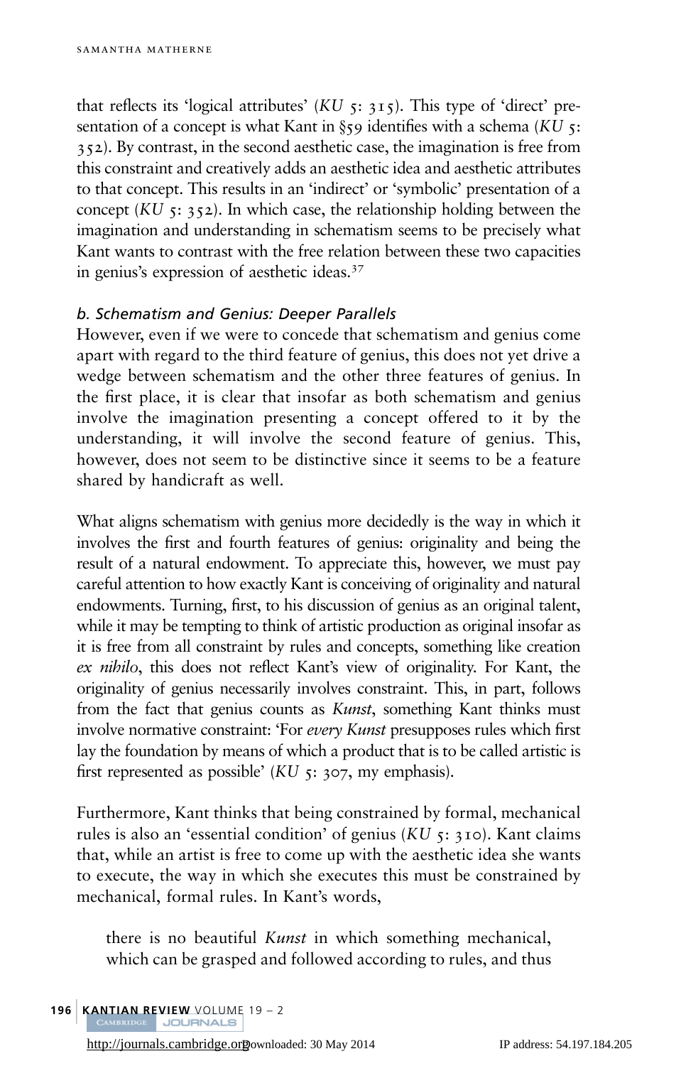that reflects its 'logical attributes' (*KU* 5: 315). This type of 'direct' presentation of a concept is what Kant in §59 identifies with a schema (*KU* 5: 352). By contrast, in the second aesthetic case, the imagination is free from this constraint and creatively adds an aesthetic idea and aesthetic attributes to that concept. This results in an 'indirect' or 'symbolic' presentation of a concept (*KU* 5: 352). In which case, the relationship holding between the imagination and understanding in schematism seems to be precisely what Kant wants to contrast with the free relation between these two capacities in genius's expression of aesthetic ideas.[37]

### *b. Schematism and Genius: Deeper Parallels*

However, even if we were to concede that schematism and genius come apart with regard to the third feature of genius, this does not yet drive a wedge between schematism and the other three features of genius. In the first place, it is clear that insofar as both schematism and genius involve the imagination presenting a concept offered to it by the understanding, it will involve the second feature of genius. This, however, does not seem to be distinctive since it seems to be a feature shared by handicraft as well.

What aligns schematism with genius more decidedly is the way in which it involves the first and fourth features of genius: originality and being the result of a natural endowment. To appreciate this, however, we must pay careful attention to how exactly Kant is conceiving of originality and natural endowments. Turning, first, to his discussion of genius as an original talent, while it may be tempting to think of artistic production as original insofar as it is free from all constraint by rules and concepts, something like creation *ex nihilo*, this does not reflect Kant's view of originality. For Kant, the originality of genius necessarily involves constraint. This, in part, follows from the fact that genius counts as *Kunst*, something Kant thinks must involve normative constraint: 'For *every Kunst* presupposes rules which first lay the foundation by means of which a product that is to be called artistic is first represented as possible' (*KU* 5: 307, my emphasis).

Furthermore, Kant thinks that being constrained by formal, mechanical rules is also an 'essential condition' of genius (*KU* 5: 310). Kant claims that, while an artist is free to come up with the aesthetic idea she wants to execute, the way in which she executes this must be constrained by mechanical, formal rules. In Kant's words,

> there is no beautiful *Kunst* in which something mechanical, which can be grasped and followed according to rules, and thus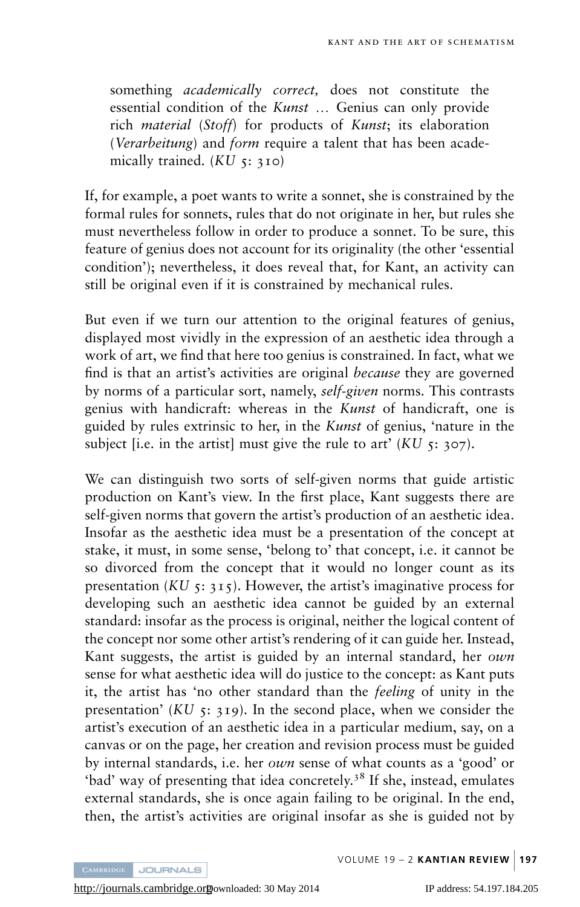> something *academically correct,* does not constitute the essential condition of the *Kunst* … Genius can only provide rich *material* (*Stoff*) for products of *Kunst*; its elaboration (*Verarbeitung*) and *form* require a talent that has been academically trained. (*KU* 5: 310)

If, for example, a poet wants to write a sonnet, she is constrained by the formal rules for sonnets, rules that do not originate in her, but rules she must nevertheless follow in order to produce a sonnet. To be sure, this feature of genius does not account for its originality (the other 'essential condition'); nevertheless, it does reveal that, for Kant, an activity can still be original even if it is constrained by mechanical rules.

But even if we turn our attention to the original features of genius, displayed most vividly in the expression of an aesthetic idea through a work of art, we find that here too genius is constrained. In fact, what we find is that an artist's activities are original *because* they are governed by norms of a particular sort, namely, *self-given* norms. This contrasts genius with handicraft: whereas in the *Kunst* of handicraft, one is guided by rules extrinsic to her, in the *Kunst* of genius, 'nature in the subject [i.e. in the artist] must give the rule to art' (*KU* 5: 307).

We can distinguish two sorts of self-given norms that guide artistic production on Kant's view. In the first place, Kant suggests there are self-given norms that govern the artist's production of an aesthetic idea. Insofar as the aesthetic idea must be a presentation of the concept at stake, it must, in some sense, 'belong to' that concept, i.e. it cannot be so divorced from the concept that it would no longer count as its presentation (*KU* 5: 315). However, the artist's imaginative process for developing such an aesthetic idea cannot be guided by an external standard: insofar as the process is original, neither the logical content of the concept nor some other artist's rendering of it can guide her. Instead, Kant suggests, the artist is guided by an internal standard, her *own* sense for what aesthetic idea will do justice to the concept: as Kant puts it, the artist has 'no other standard than the *feeling* of unity in the presentation' (*KU* 5: 319). In the second place, when we consider the artist's execution of an aesthetic idea in a particular medium, say, on a canvas or on the page, her creation and revision process must be guided by internal standards, i.e. her *own* sense of what counts as a 'good' or 'bad' way of presenting that idea concretely.[38] If she, instead, emulates external standards, she is once again failing to be original. In the end, then, the artist's activities are original insofar as she is guided not by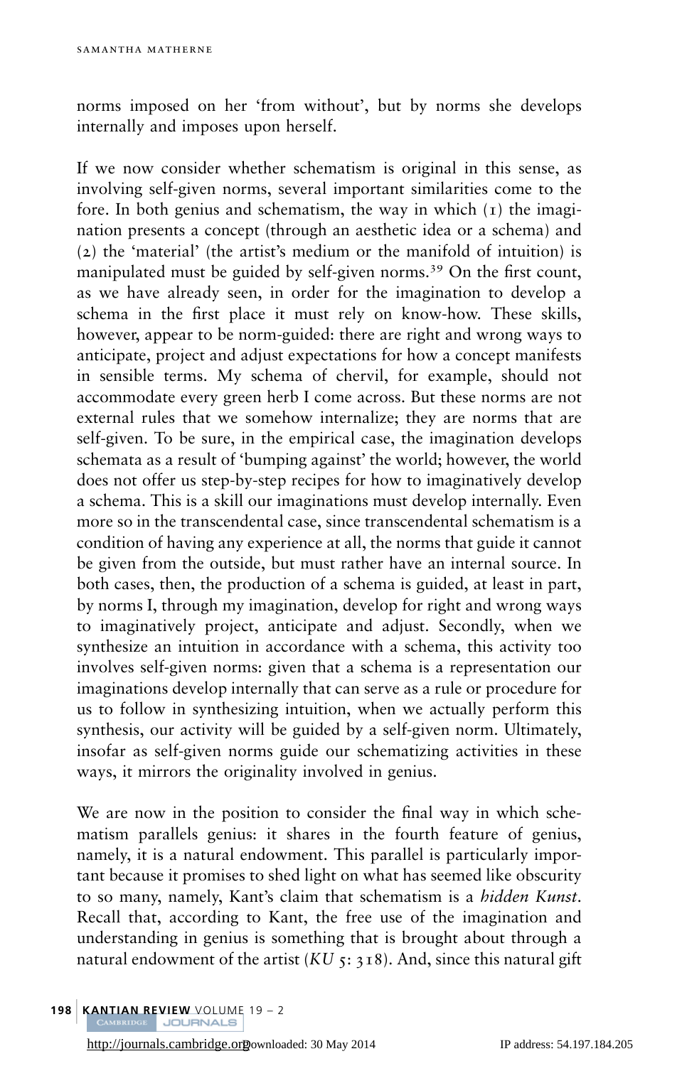norms imposed on her 'from without', but by norms she develops internally and imposes upon herself.

If we now consider whether schematism is original in this sense, as involving self-given norms, several important similarities come to the fore. In both genius and schematism, the way in which (1) the imagination presents a concept (through an aesthetic idea or a schema) and (2) the 'material' (the artist's medium or the manifold of intuition) is manipulated must be guided by self-given norms.[39] On the first count, as we have already seen, in order for the imagination to develop a schema in the first place it must rely on know-how. These skills, however, appear to be norm-guided: there are right and wrong ways to anticipate, project and adjust expectations for how a concept manifests in sensible terms. My schema of chervil, for example, should not accommodate every green herb I come across. But these norms are not external rules that we somehow internalize; they are norms that are self-given. To be sure, in the empirical case, the imagination develops schemata as a result of 'bumping against' the world; however, the world does not offer us step-by-step recipes for how to imaginatively develop a schema. This is a skill our imaginations must develop internally. Even more so in the transcendental case, since transcendental schematism is a condition of having any experience at all, the norms that guide it cannot be given from the outside, but must rather have an internal source. In both cases, then, the production of a schema is guided, at least in part, by norms I, through my imagination, develop for right and wrong ways to imaginatively project, anticipate and adjust. Secondly, when we synthesize an intuition in accordance with a schema, this activity too involves self-given norms: given that a schema is a representation our imaginations develop internally that can serve as a rule or procedure for us to follow in synthesizing intuition, when we actually perform this synthesis, our activity will be guided by a self-given norm. Ultimately, insofar as self-given norms guide our schematizing activities in these ways, it mirrors the originality involved in genius.

We are now in the position to consider the final way in which schematism parallels genius: it shares in the fourth feature of genius, namely, it is a natural endowment. This parallel is particularly important because it promises to shed light on what has seemed like obscurity to so many, namely, Kant's claim that schematism is a *hidden Kunst*. Recall that, according to Kant, the free use of the imagination and understanding in genius is something that is brought about through a natural endowment of the artist (*KU* 5: 318). And, since this natural gift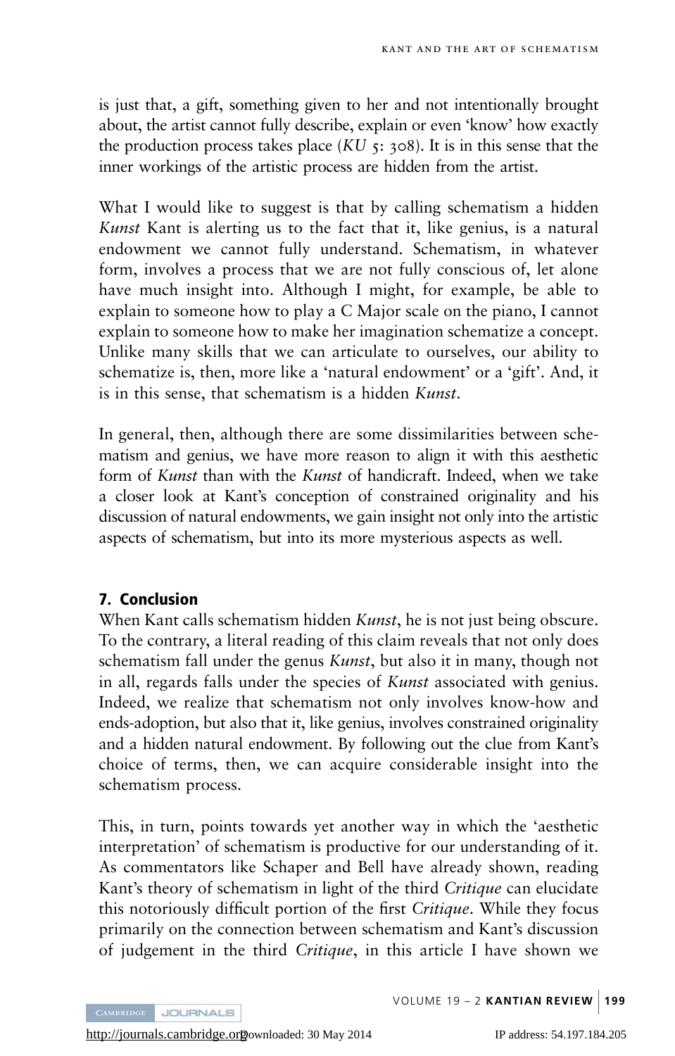is just that, a gift, something given to her and not intentionally brought about, the artist cannot fully describe, explain or even 'know' how exactly the production process takes place (*KU* 5: 308). It is in this sense that the inner workings of the artistic process are hidden from the artist.

What I would like to suggest is that by calling schematism a hidden *Kunst* Kant is alerting us to the fact that it, like genius, is a natural endowment we cannot fully understand. Schematism, in whatever form, involves a process that we are not fully conscious of, let alone have much insight into. Although I might, for example, be able to explain to someone how to play a C Major scale on the piano, I cannot explain to someone how to make her imagination schematize a concept. Unlike many skills that we can articulate to ourselves, our ability to schematize is, then, more like a 'natural endowment' or a 'gift'. And, it is in this sense, that schematism is a hidden *Kunst*.

In general, then, although there are some dissimilarities between schematism and genius, we have more reason to align it with this aesthetic form of *Kunst* than with the *Kunst* of handicraft. Indeed, when we take a closer look at Kant's conception of constrained originality and his discussion of natural endowments, we gain insight not only into the artistic aspects of schematism, but into its more mysterious aspects as well.

## 7. Conclusion

When Kant calls schematism hidden *Kunst*, he is not just being obscure. To the contrary, a literal reading of this claim reveals that not only does schematism fall under the genus *Kunst*, but also it in many, though not in all, regards falls under the species of *Kunst* associated with genius. Indeed, we realize that schematism not only involves know-how and ends-adoption, but also that it, like genius, involves constrained originality and a hidden natural endowment. By following out the clue from Kant's choice of terms, then, we can acquire considerable insight into the schematism process.

This, in turn, points towards yet another way in which the 'aesthetic interpretation' of schematism is productive for our understanding of it. As commentators like Schaper and Bell have already shown, reading Kant's theory of schematism in light of the third *Critique* can elucidate this notoriously difficult portion of the first *Critique*. While they focus primarily on the connection between schematism and Kant's discussion of judgement in the third *Critique*, in this article I have shown we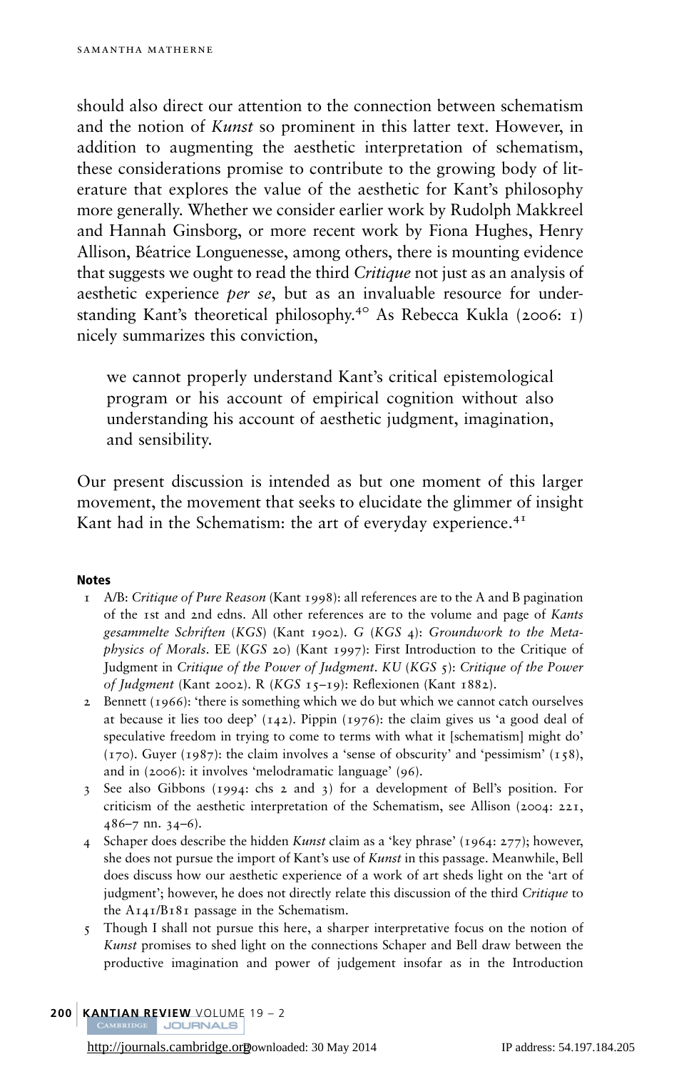should also direct our attention to the connection between schematism and the notion of *Kunst* so prominent in this latter text. However, in addition to augmenting the aesthetic interpretation of schematism, these considerations promise to contribute to the growing body of literature that explores the value of the aesthetic for Kant's philosophy more generally. Whether we consider earlier work by Rudolph Makkreel and Hannah Ginsborg, or more recent work by Fiona Hughes, Henry Allison, Béatrice Longuenesse, among others, there is mounting evidence that suggests we ought to read the third *Critique* not just as an analysis of aesthetic experience *per se*, but as an invaluable resource for understanding Kant's theoretical philosophy.[40] As Rebecca Kukla (2006: 1) nicely summarizes this conviction,

> we cannot properly understand Kant's critical epistemological program or his account of empirical cognition without also understanding his account of aesthetic judgment, imagination, and sensibility.

Our present discussion is intended as but one moment of this larger movement, the movement that seeks to elucidate the glimmer of insight Kant had in the Schematism: the art of everyday experience.[41]

## Notes

1 A/B: *Critique of Pure Reason* (Kant 1998): all references are to the A and B pagination of the 1st and 2nd edns. All other references are to the volume and page of *Kants gesammelte Schriften* (*KGS*) (Kant 1902). *G* (*KGS* 4): *Groundwork to the Metaphysics of Morals*. EE (*KGS* 20) (Kant 1997): First Introduction to the Critique of Judgment in *Critique of the Power of Judgment*. *KU* (*KGS* 5): *Critique of the Power of Judgment* (Kant 2002). R (*KGS* 15–19): Reflexionen (Kant 1882).

2 Bennett (1966): 'there is something which we do but which we cannot catch ourselves at because it lies too deep' (142). Pippin (1976): the claim gives us 'a good deal of speculative freedom in trying to come to terms with what it [schematism] might do' (170). Guyer (1987): the claim involves a 'sense of obscurity' and 'pessimism' (158), and in (2006): it involves 'melodramatic language' (96).

3 See also Gibbons (1994: chs 2 and 3) for a development of Bell's position. For criticism of the aesthetic interpretation of the Schematism, see Allison (2004: 221, 486–7 nn. 34–6).

4 Schaper does describe the hidden *Kunst* claim as a 'key phrase' (1964: 277); however, she does not pursue the import of Kant's use of *Kunst* in this passage. Meanwhile, Bell does discuss how our aesthetic experience of a work of art sheds light on the 'art of judgment'; however, he does not directly relate this discussion of the third *Critique* to the A141/B181 passage in the Schematism.

5 Though I shall not pursue this here, a sharper interpretative focus on the notion of *Kunst* promises to shed light on the connections Schaper and Bell draw between the productive imagination and power of judgement insofar as in the Introduction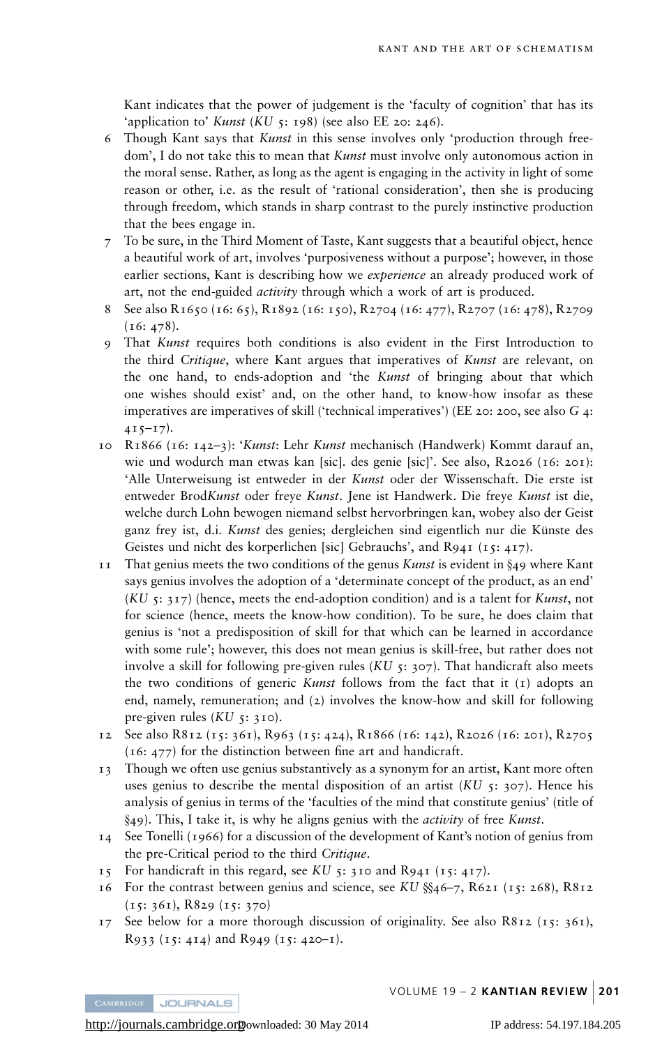Kant indicates that the power of judgement is the 'faculty of cognition' that has its 'application to' *Kunst* (*KU* 5: 198) (see also EE 20: 246).

6 Though Kant says that *Kunst* in this sense involves only 'production through freedom', I do not take this to mean that *Kunst* must involve only autonomous action in the moral sense. Rather, as long as the agent is engaging in the activity in light of some reason or other, i.e. as the result of 'rational consideration', then she is producing through freedom, which stands in sharp contrast to the purely instinctive production that the bees engage in.

7 To be sure, in the Third Moment of Taste, Kant suggests that a beautiful object, hence a beautiful work of art, involves 'purposiveness without a purpose'; however, in those earlier sections, Kant is describing how we *experience* an already produced work of art, not the end-guided *activity* through which a work of art is produced.

8 See also R1650 (16: 65), R1892 (16: 150), R2704 (16: 477), R2707 (16: 478), R2709 (16: 478).

9 That *Kunst* requires both conditions is also evident in the First Introduction to the third *Critique*, where Kant argues that imperatives of *Kunst* are relevant, on the one hand, to ends-adoption and 'the *Kunst* of bringing about that which one wishes should exist' and, on the other hand, to know-how insofar as these imperatives are imperatives of skill ('technical imperatives') (EE 20: 200, see also *G* 4: 415–17).

10 R1866 (16: 142–3): '*Kunst*: Lehr *Kunst* mechanisch (Handwerk) Kommt darauf an, wie und wodurch man etwas kan [sic]. des genie [sic]'. See also, R2026 (16: 201): 'Alle Unterweisung ist entweder in der *Kunst* oder der Wissenschaft. Die erste ist entweder Brod*Kunst* oder freye *Kunst*. Jene ist Handwerk. Die freye *Kunst* ist die, welche durch Lohn bewogen niemand selbst hervorbringen kan, wobey also der Geist ganz frey ist, d.i. *Kunst* des genies; dergleichen sind eigentlich nur die Künste des Geistes und nicht des korperlichen [sic] Gebrauchs', and R941 (15: 417).

11 That genius meets the two conditions of the genus *Kunst* is evident in §49 where Kant says genius involves the adoption of a 'determinate concept of the product, as an end' (*KU* 5: 317) (hence, meets the end-adoption condition) and is a talent for *Kunst*, not for science (hence, meets the know-how condition). To be sure, he does claim that genius is 'not a predisposition of skill for that which can be learned in accordance with some rule'; however, this does not mean genius is skill-free, but rather does not involve a skill for following pre-given rules (*KU* 5: 307). That handicraft also meets the two conditions of generic *Kunst* follows from the fact that it (1) adopts an end, namely, remuneration; and (2) involves the know-how and skill for following pre-given rules (*KU* 5: 310).

12 See also R812 (15: 361), R963 (15: 424), R1866 (16: 142), R2026 (16: 201), R2705 (16: 477) for the distinction between fine art and handicraft.

13 Though we often use genius substantively as a synonym for an artist, Kant more often uses genius to describe the mental disposition of an artist (*KU* 5: 307). Hence his analysis of genius in terms of the 'faculties of the mind that constitute genius' (title of §49). This, I take it, is why he aligns genius with the *activity* of free *Kunst*.

14 See Tonelli (1966) for a discussion of the development of Kant's notion of genius from the pre-Critical period to the third *Critique*.

15 For handicraft in this regard, see *KU* 5: 310 and R941 (15: 417).

16 For the contrast between genius and science, see *KU* §§46–7, R621 (15: 268), R812 (15: 361), R829 (15: 370)

17 See below for a more thorough discussion of originality. See also R812 (15: 361), R933 (15: 414) and R949 (15: 420–1).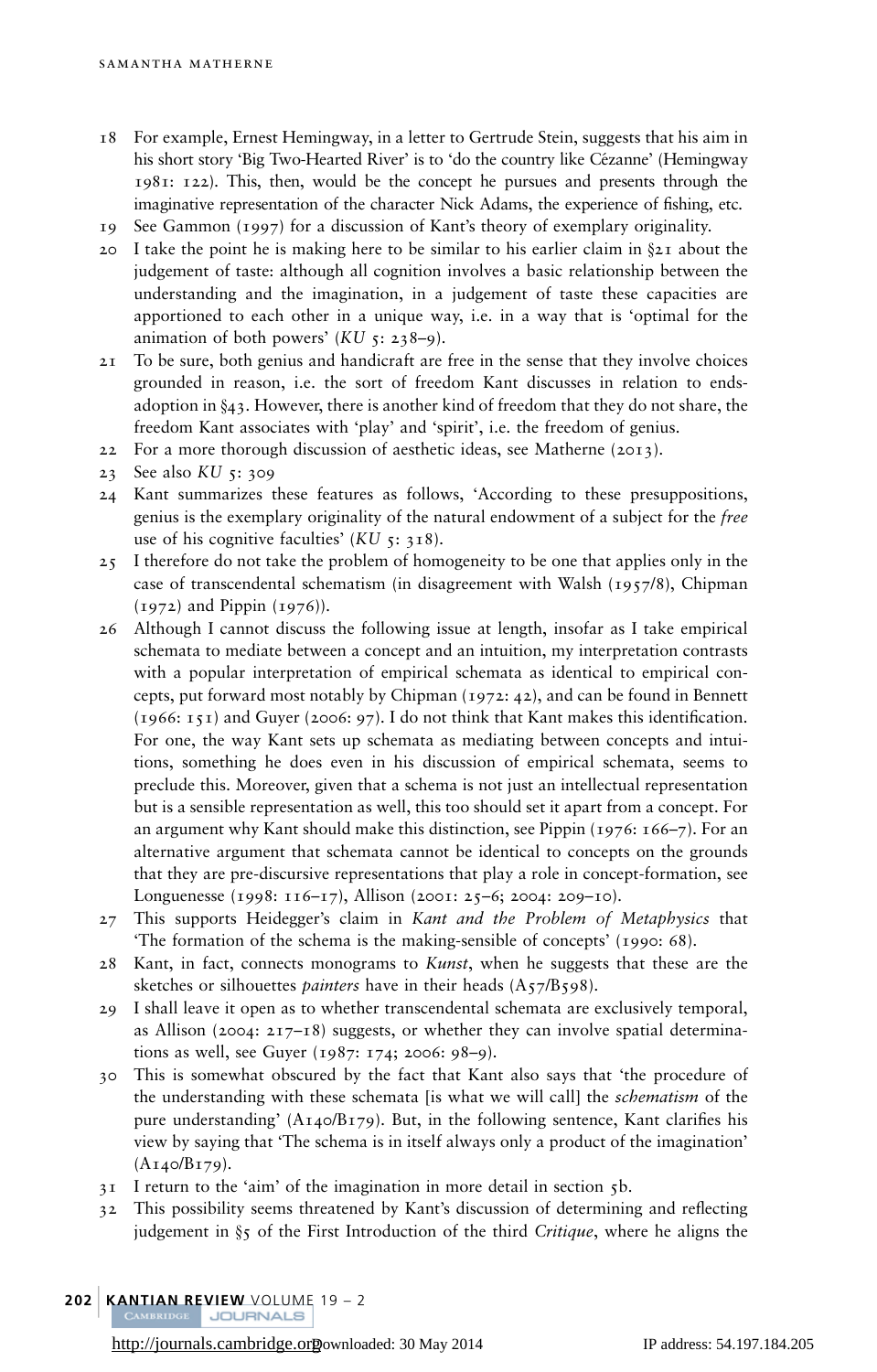18 For example, Ernest Hemingway, in a letter to Gertrude Stein, suggests that his aim in his short story 'Big Two-Hearted River' is to 'do the country like Cézanne' (Hemingway 1981: 122). This, then, would be the concept he pursues and presents through the imaginative representation of the character Nick Adams, the experience of fishing, etc.

19 See Gammon (1997) for a discussion of Kant's theory of exemplary originality.

20 I take the point he is making here to be similar to his earlier claim in §21 about the judgement of taste: although all cognition involves a basic relationship between the understanding and the imagination, in a judgement of taste these capacities are apportioned to each other in a unique way, i.e. in a way that is 'optimal for the animation of both powers' (*KU* 5: 238–9).

21 To be sure, both genius and handicraft are free in the sense that they involve choices grounded in reason, i.e. the sort of freedom Kant discusses in relation to ends-adoption in §43. However, there is another kind of freedom that they do not share, the freedom Kant associates with 'play' and 'spirit', i.e. the freedom of genius.

22 For a more thorough discussion of aesthetic ideas, see Matherne (2013).

23 See also *KU* 5: 309

24 Kant summarizes these features as follows, 'According to these presuppositions, genius is the exemplary originality of the natural endowment of a subject for the *free* use of his cognitive faculties' (*KU* 5: 318).

25 I therefore do not take the problem of homogeneity to be one that applies only in the case of transcendental schematism (in disagreement with Walsh (1957/8), Chipman (1972) and Pippin (1976)).

26 Although I cannot discuss the following issue at length, insofar as I take empirical schemata to mediate between a concept and an intuition, my interpretation contrasts with a popular interpretation of empirical schemata as identical to empirical concepts, put forward most notably by Chipman (1972: 42), and can be found in Bennett (1966: 151) and Guyer (2006: 97). I do not think that Kant makes this identification. For one, the way Kant sets up schemata as mediating between concepts and intuitions, something he does even in his discussion of empirical schemata, seems to preclude this. Moreover, given that a schema is not just an intellectual representation but is a sensible representation as well, this too should set it apart from a concept. For an argument why Kant should make this distinction, see Pippin (1976: 166–7). For an alternative argument that schemata cannot be identical to concepts on the grounds that they are pre-discursive representations that play a role in concept-formation, see Longuenesse (1998: 116–17), Allison (2001: 25–6; 2004: 209–10).

27 This supports Heidegger's claim in *Kant and the Problem of Metaphysics* that 'The formation of the schema is the making-sensible of concepts' (1990: 68).

28 Kant, in fact, connects monograms to *Kunst*, when he suggests that these are the sketches or silhouettes *painters* have in their heads (A57/B598).

29 I shall leave it open as to whether transcendental schemata are exclusively temporal, as Allison (2004: 217–18) suggests, or whether they can involve spatial determinations as well, see Guyer (1987: 174; 2006: 98–9).

30 This is somewhat obscured by the fact that Kant also says that 'the procedure of the understanding with these schemata [is what we will call] the *schematism* of the pure understanding' (A140/B179). But, in the following sentence, Kant clarifies his view by saying that 'The schema is in itself always only a product of the imagination' (A140/B179).

31 I return to the 'aim' of the imagination in more detail in section 5b.

32 This possibility seems threatened by Kant's discussion of determining and reflecting judgement in §5 of the First Introduction of the third *Critique*, where he aligns the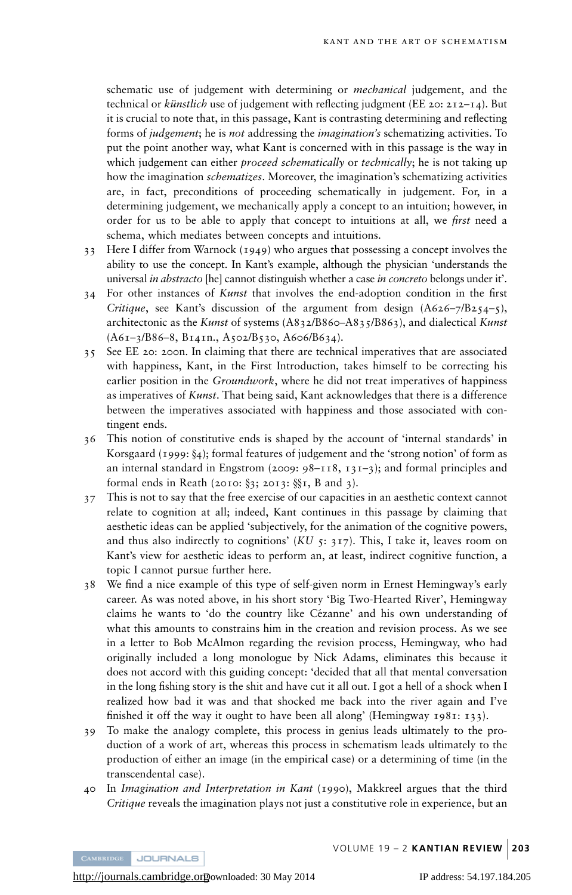schematic use of judgement with determining or *mechanical* judgement, and the technical or *künstlich* use of judgement with reflecting judgment (EE 20: 212–14). But it is crucial to note that, in this passage, Kant is contrasting determining and reflecting forms of *judgement*; he is *not* addressing the *imagination's* schematizing activities. To put the point another way, what Kant is concerned with in this passage is the way in which judgement can either *proceed schematically* or *technically*; he is not taking up how the imagination *schematizes*. Moreover, the imagination's schematizing activities are, in fact, preconditions of proceeding schematically in judgement. For, in a determining judgement, we mechanically apply a concept to an intuition; however, in order for us to be able to apply that concept to intuitions at all, we *first* need a schema, which mediates between concepts and intuitions.

33 Here I differ from Warnock (1949) who argues that possessing a concept involves the ability to use the concept. In Kant's example, although the physician 'understands the universal *in abstracto* [he] cannot distinguish whether a case *in concreto* belongs under it'.

34 For other instances of *Kunst* that involves the end-adoption condition in the first *Critique*, see Kant's discussion of the argument from design (A626–7/B254–5), architectonic as the *Kunst* of systems (A832/B860–A835/B863), and dialectical *Kunst* (A61–3/B86–8, B141n., A502/B530, A606/B634).

35 See EE 20: 200n. In claiming that there are technical imperatives that are associated with happiness, Kant, in the First Introduction, takes himself to be correcting his earlier position in the *Groundwork*, where he did not treat imperatives of happiness as imperatives of *Kunst*. That being said, Kant acknowledges that there is a difference between the imperatives associated with happiness and those associated with contingent ends.

36 This notion of constitutive ends is shaped by the account of 'internal standards' in Korsgaard (1999: §4); formal features of judgement and the 'strong notion' of form as an internal standard in Engstrom (2009: 98–118, 131–3); and formal principles and formal ends in Reath (2010: §3; 2013: §§1, B and 3).

37 This is not to say that the free exercise of our capacities in an aesthetic context cannot relate to cognition at all; indeed, Kant continues in this passage by claiming that aesthetic ideas can be applied 'subjectively, for the animation of the cognitive powers, and thus also indirectly to cognitions' (*KU* 5: 317). This, I take it, leaves room on Kant's view for aesthetic ideas to perform an, at least, indirect cognitive function, a topic I cannot pursue further here.

38 We find a nice example of this type of self-given norm in Ernest Hemingway's early career. As was noted above, in his short story 'Big Two-Hearted River', Hemingway claims he wants to 'do the country like Cézanne' and his own understanding of what this amounts to constrains him in the creation and revision process. As we see in a letter to Bob McAlmon regarding the revision process, Hemingway, who had originally included a long monologue by Nick Adams, eliminates this because it does not accord with this guiding concept: 'decided that all that mental conversation in the long fishing story is the shit and have cut it all out. I got a hell of a shock when I realized how bad it was and that shocked me back into the river again and I've finished it off the way it ought to have been all along' (Hemingway 1981: 133).

39 To make the analogy complete, this process in genius leads ultimately to the production of a work of art, whereas this process in schematism leads ultimately to the production of either an image (in the empirical case) or a determining of time (in the transcendental case).

40 In *Imagination and Interpretation in Kant* (1990), Makkreel argues that the third *Critique* reveals the imagination plays not just a constitutive role in experience, but an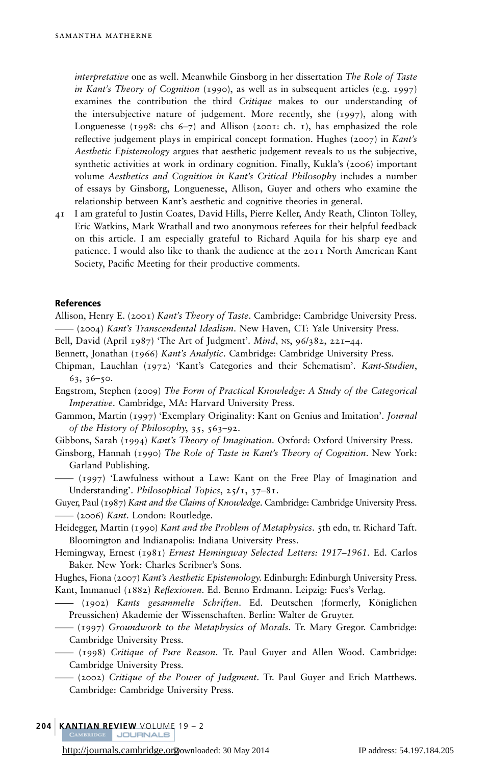*interpretative* one as well. Meanwhile Ginsborg in her dissertation *The Role of Taste in Kant's Theory of Cognition* (1990), as well as in subsequent articles (e.g. 1997) examines the contribution the third *Critique* makes to our understanding of the intersubjective nature of judgement. More recently, she (1997), along with Longuenesse (1998: chs 6–7) and Allison (2001: ch. 1), has emphasized the role reflective judgement plays in empirical concept formation. Hughes (2007) in *Kant's Aesthetic Epistemology* argues that aesthetic judgement reveals to us the subjective, synthetic activities at work in ordinary cognition. Finally, Kukla's (2006) important volume *Aesthetics and Cognition in Kant's Critical Philosophy* includes a number of essays by Ginsborg, Longuenesse, Allison, Guyer and others who examine the relationship between Kant's aesthetic and cognitive theories in general.

41 I am grateful to Justin Coates, David Hills, Pierre Keller, Andy Reath, Clinton Tolley, Eric Watkins, Mark Wrathall and two anonymous referees for their helpful feedback on this article. I am especially grateful to Richard Aquila for his sharp eye and patience. I would also like to thank the audience at the 2011 North American Kant Society, Pacific Meeting for their productive comments.

## References

Allison, Henry E. (2001) *Kant's Theory of Taste*. Cambridge: Cambridge University Press.

—— (2004) *Kant's Transcendental Idealism*. New Haven, CT: Yale University Press.

Bell, David (April 1987) 'The Art of Judgment'. *Mind*, NS, 96/382, 221–44.

Bennett, Jonathan (1966) *Kant's Analytic*. Cambridge: Cambridge University Press.

Chipman, Lauchlan (1972) 'Kant's Categories and their Schematism'. *Kant-Studien*, 63, 36–50.

Engstrom, Stephen (2009) *The Form of Practical Knowledge: A Study of the Categorical Imperative*. Cambridge, MA: Harvard University Press.

Gammon, Martin (1997) 'Exemplary Originality: Kant on Genius and Imitation'. *Journal of the History of Philosophy*, 35, 563–92.

Gibbons, Sarah (1994) *Kant's Theory of Imagination*. Oxford: Oxford University Press.

Ginsborg, Hannah (1990) *The Role of Taste in Kant's Theory of Cognition*. New York: Garland Publishing.

—— (1997) 'Lawfulness without a Law: Kant on the Free Play of Imagination and Understanding'. *Philosophical Topics*, 25/1, 37–81.

Guyer, Paul (1987) *Kant and the Claims of Knowledge*. Cambridge: Cambridge University Press.

—— (2006) *Kant*. London: Routledge.

Heidegger, Martin (1990) *Kant and the Problem of Metaphysics*. 5th edn, tr. Richard Taft. Bloomington and Indianapolis: Indiana University Press.

Hemingway, Ernest (1981) *Ernest Hemingway Selected Letters: 1917–1961*. Ed. Carlos Baker. New York: Charles Scribner's Sons.

Hughes, Fiona (2007) *Kant's Aesthetic Epistemology*. Edinburgh: Edinburgh University Press.

Kant, Immanuel (1882) *Reflexionen*. Ed. Benno Erdmann. Leipzig: Fues's Verlag.

—— (1902) *Kants gesammelte Schriften*. Ed. Deutschen (formerly, Königlichen Preussichen) Akademie der Wissenschaften. Berlin: Walter de Gruyter.

—— (1997) *Groundwork to the Metaphysics of Morals*. Tr. Mary Gregor. Cambridge: Cambridge University Press.

—— (1998) *Critique of Pure Reason*. Tr. Paul Guyer and Allen Wood. Cambridge: Cambridge University Press.

—— (2002) *Critique of the Power of Judgment*. Tr. Paul Guyer and Erich Matthews. Cambridge: Cambridge University Press.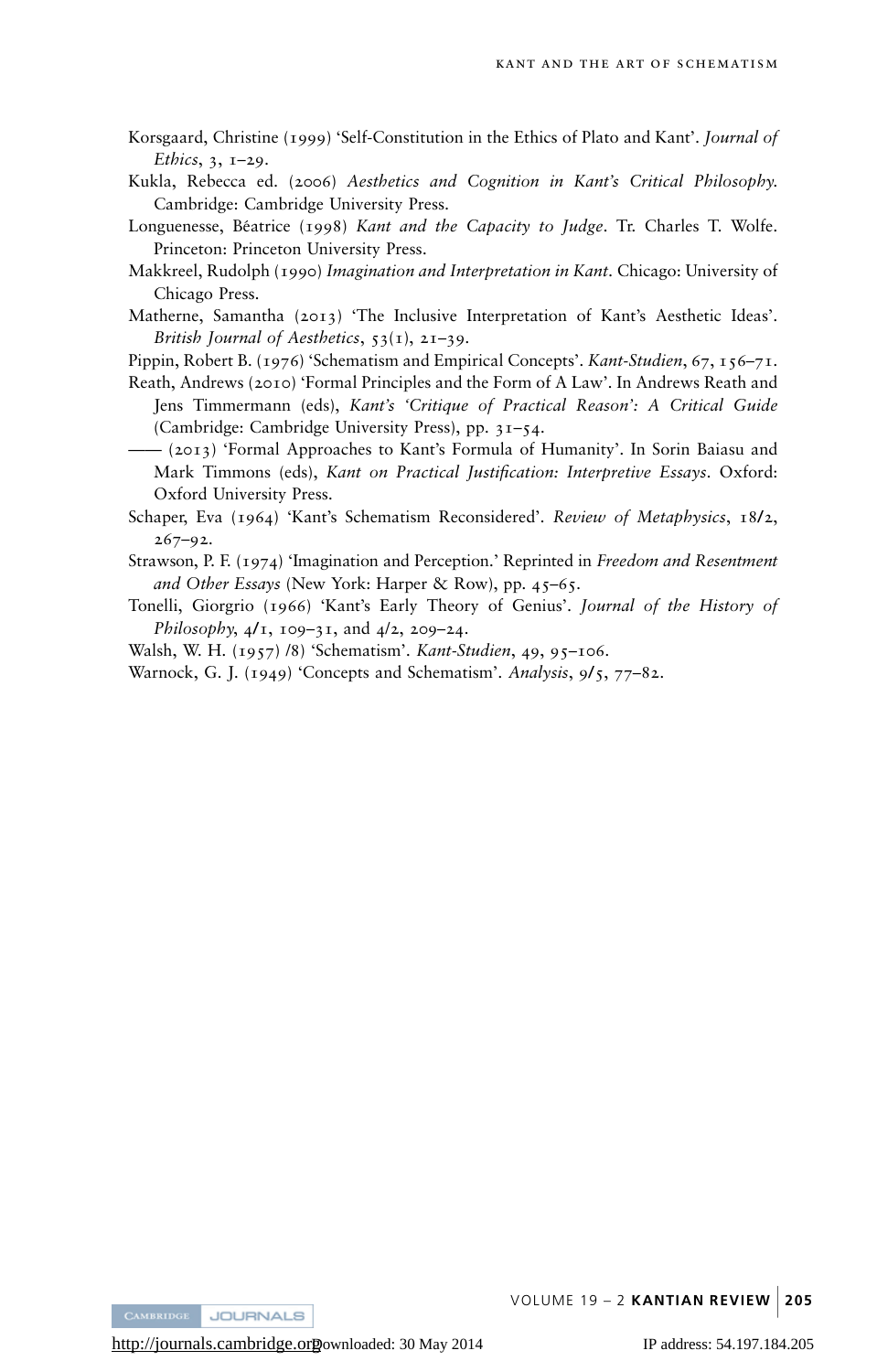Korsgaard, Christine (1999) 'Self-Constitution in the Ethics of Plato and Kant'. *Journal of Ethics*, 3, 1–29.

Kukla, Rebecca ed. (2006) *Aesthetics and Cognition in Kant's Critical Philosophy*. Cambridge: Cambridge University Press.

Longuenesse, Béatrice (1998) *Kant and the Capacity to Judge*. Tr. Charles T. Wolfe. Princeton: Princeton University Press.

Makkreel, Rudolph (1990) *Imagination and Interpretation in Kant*. Chicago: University of Chicago Press.

Matherne, Samantha (2013) 'The Inclusive Interpretation of Kant's Aesthetic Ideas'. *British Journal of Aesthetics*, 53(1), 21–39.

Pippin, Robert B. (1976) 'Schematism and Empirical Concepts'. *Kant-Studien*, 67, 156–71.

Reath, Andrews (2010) 'Formal Principles and the Form of A Law'. In Andrews Reath and Jens Timmermann (eds), *Kant's 'Critique of Practical Reason': A Critical Guide* (Cambridge: Cambridge University Press), pp. 31–54.

—— (2013) 'Formal Approaches to Kant's Formula of Humanity'. In Sorin Baiasu and Mark Timmons (eds), *Kant on Practical Justification: Interpretive Essays*. Oxford: Oxford University Press.

Schaper, Eva (1964) 'Kant's Schematism Reconsidered'. *Review of Metaphysics*, 18/2, 267–92.

Strawson, P. F. (1974) 'Imagination and Perception.' Reprinted in *Freedom and Resentment and Other Essays* (New York: Harper & Row), pp. 45–65.

Tonelli, Giorgrio (1966) 'Kant's Early Theory of Genius'. *Journal of the History of Philosophy*, 4/1, 109–31, and 4/2, 209–24.

Walsh, W. H. (1957) /8) 'Schematism'. *Kant-Studien*, 49, 95–106.

Warnock, G. J. (1949) 'Concepts and Schematism'. *Analysis*, 9/5, 77–82.